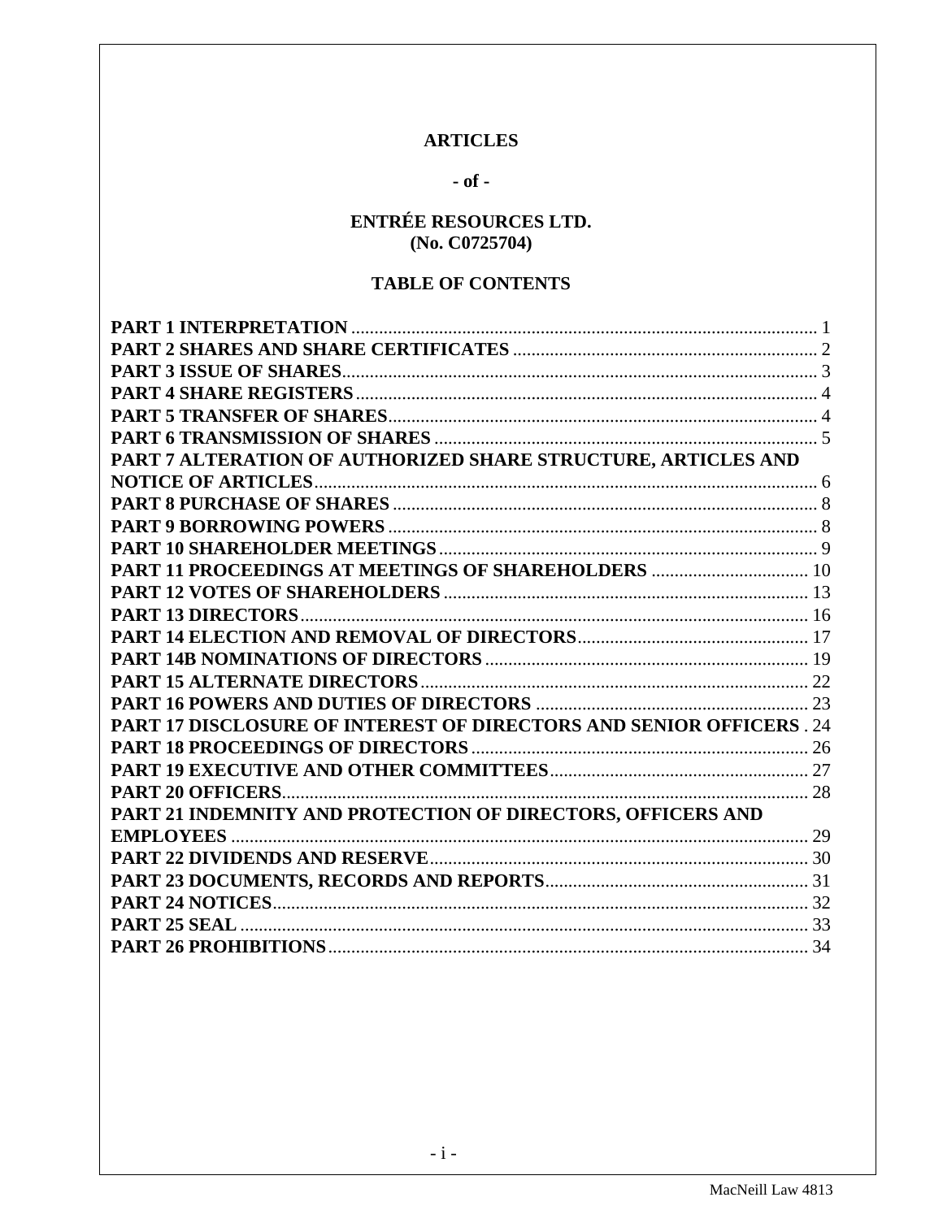# ARTICLES

**- of -**

**ENTRÉE RESOURCES LTD.**
**(No. C0725704)**

## TABLE OF CONTENTS

| | |
|---|---|
| **PART 1 INTERPRETATION** | 1 |
| **PART 2 SHARES AND SHARE CERTIFICATES** | 2 |
| **PART 3 ISSUE OF SHARES** | 3 |
| **PART 4 SHARE REGISTERS** | 4 |
| **PART 5 TRANSFER OF SHARES** | 4 |
| **PART 6 TRANSMISSION OF SHARES** | 5 |
| **PART 7 ALTERATION OF AUTHORIZED SHARE STRUCTURE, ARTICLES AND NOTICE OF ARTICLES** | 6 |
| **PART 8 PURCHASE OF SHARES** | 8 |
| **PART 9 BORROWING POWERS** | 8 |
| **PART 10 SHAREHOLDER MEETINGS** | 9 |
| **PART 11 PROCEEDINGS AT MEETINGS OF SHAREHOLDERS** | 10 |
| **PART 12 VOTES OF SHAREHOLDERS** | 13 |
| **PART 13 DIRECTORS** | 16 |
| **PART 14 ELECTION AND REMOVAL OF DIRECTORS** | 17 |
| **PART 14B NOMINATIONS OF DIRECTORS** | 19 |
| **PART 15 ALTERNATE DIRECTORS** | 22 |
| **PART 16 POWERS AND DUTIES OF DIRECTORS** | 23 |
| **PART 17 DISCLOSURE OF INTEREST OF DIRECTORS AND SENIOR OFFICERS** | 24 |
| **PART 18 PROCEEDINGS OF DIRECTORS** | 26 |
| **PART 19 EXECUTIVE AND OTHER COMMITTEES** | 27 |
| **PART 20 OFFICERS** | 28 |
| **PART 21 INDEMNITY AND PROTECTION OF DIRECTORS, OFFICERS AND EMPLOYEES** | 29 |
| **PART 22 DIVIDENDS AND RESERVE** | 30 |
| **PART 23 DOCUMENTS, RECORDS AND REPORTS** | 31 |
| **PART 24 NOTICES** | 32 |
| **PART 25 SEAL** | 33 |
| **PART 26 PROHIBITIONS** | 34 |

MacNeill Law 4813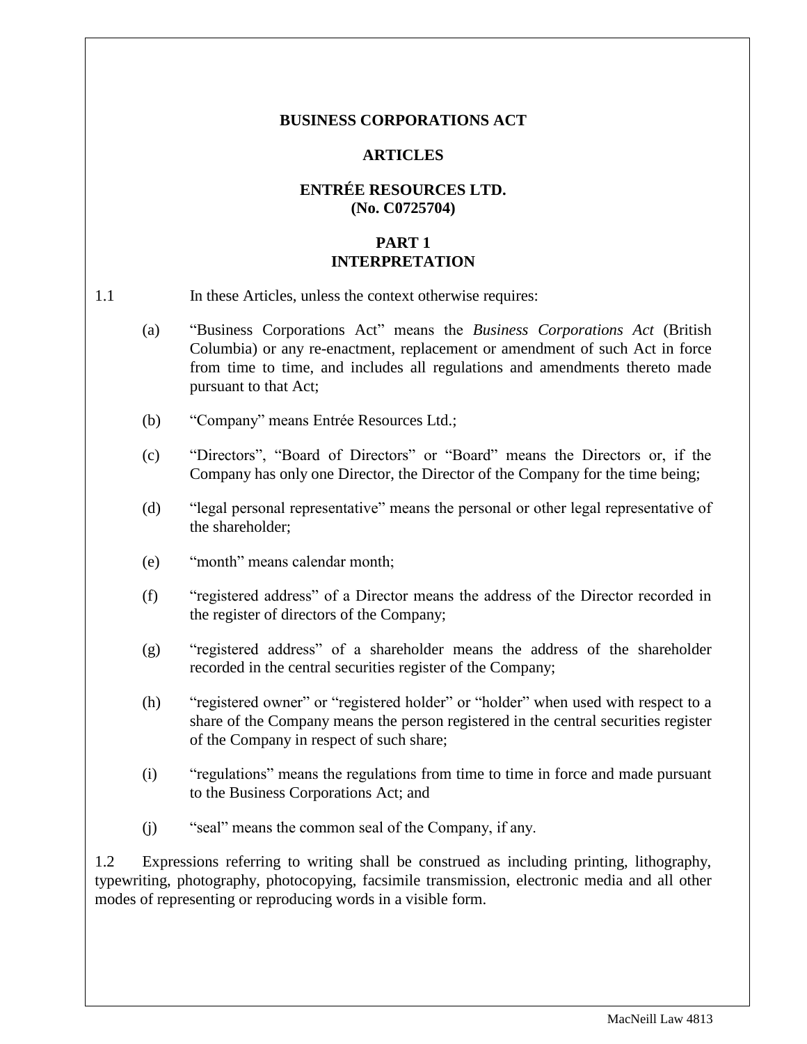**BUSINESS CORPORATIONS ACT**

**ARTICLES**

**ENTRÉE RESOURCES LTD.**
**(No. C0725704)**

## PART 1
## INTERPRETATION

1.1 In these Articles, unless the context otherwise requires:

(a) "Business Corporations Act" means the *Business Corporations Act* (British Columbia) or any re-enactment, replacement or amendment of such Act in force from time to time, and includes all regulations and amendments thereto made pursuant to that Act;

(b) "Company" means Entrée Resources Ltd.;

(c) "Directors", "Board of Directors" or "Board" means the Directors or, if the Company has only one Director, the Director of the Company for the time being;

(d) "legal personal representative" means the personal or other legal representative of the shareholder;

(e) "month" means calendar month;

(f) "registered address" of a Director means the address of the Director recorded in the register of directors of the Company;

(g) "registered address" of a shareholder means the address of the shareholder recorded in the central securities register of the Company;

(h) "registered owner" or "registered holder" or "holder" when used with respect to a share of the Company means the person registered in the central securities register of the Company in respect of such share;

(i) "regulations" means the regulations from time to time in force and made pursuant to the Business Corporations Act; and

(j) "seal" means the common seal of the Company, if any.

1.2 Expressions referring to writing shall be construed as including printing, lithography, typewriting, photography, photocopying, facsimile transmission, electronic media and all other modes of representing or reproducing words in a visible form.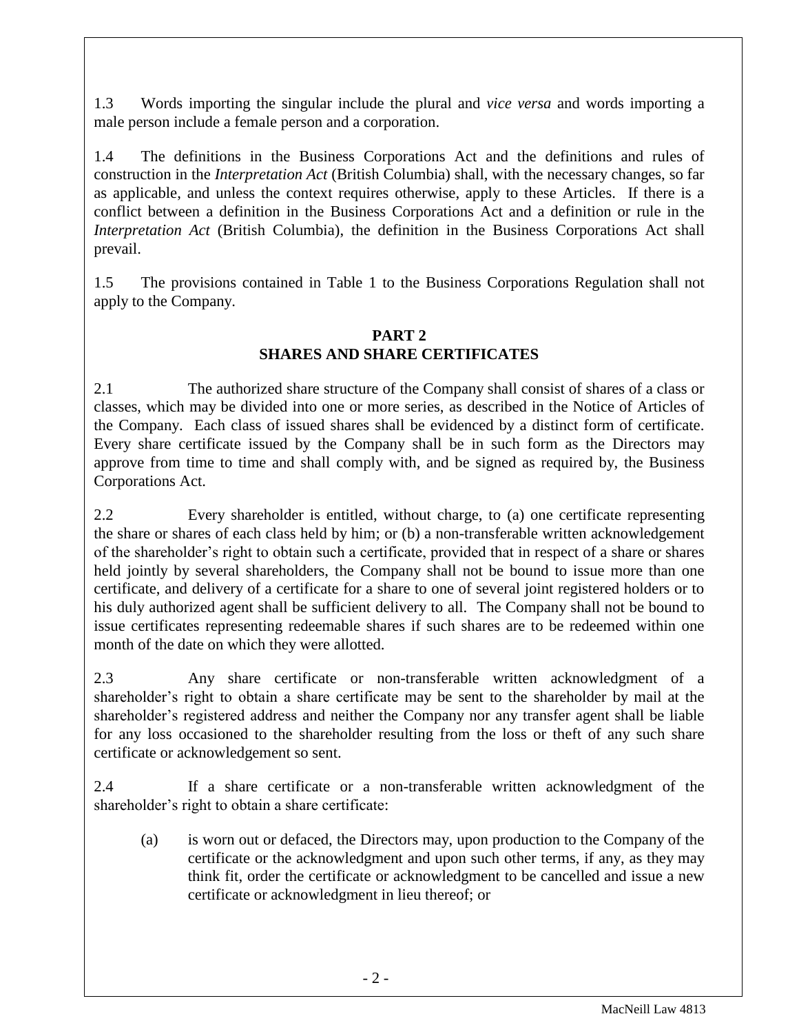1.3 Words importing the singular include the plural and *vice versa* and words importing a male person include a female person and a corporation.

1.4 The definitions in the Business Corporations Act and the definitions and rules of construction in the *Interpretation Act* (British Columbia) shall, with the necessary changes, so far as applicable, and unless the context requires otherwise, apply to these Articles. If there is a conflict between a definition in the Business Corporations Act and a definition or rule in the *Interpretation Act* (British Columbia), the definition in the Business Corporations Act shall prevail.

1.5 The provisions contained in Table 1 to the Business Corporations Regulation shall not apply to the Company.

## PART 2
## SHARES AND SHARE CERTIFICATES

2.1 The authorized share structure of the Company shall consist of shares of a class or classes, which may be divided into one or more series, as described in the Notice of Articles of the Company. Each class of issued shares shall be evidenced by a distinct form of certificate. Every share certificate issued by the Company shall be in such form as the Directors may approve from time to time and shall comply with, and be signed as required by, the Business Corporations Act.

2.2 Every shareholder is entitled, without charge, to (a) one certificate representing the share or shares of each class held by him; or (b) a non-transferable written acknowledgement of the shareholder's right to obtain such a certificate, provided that in respect of a share or shares held jointly by several shareholders, the Company shall not be bound to issue more than one certificate, and delivery of a certificate for a share to one of several joint registered holders or to his duly authorized agent shall be sufficient delivery to all. The Company shall not be bound to issue certificates representing redeemable shares if such shares are to be redeemed within one month of the date on which they were allotted.

2.3 Any share certificate or non-transferable written acknowledgment of a shareholder's right to obtain a share certificate may be sent to the shareholder by mail at the shareholder's registered address and neither the Company nor any transfer agent shall be liable for any loss occasioned to the shareholder resulting from the loss or theft of any such share certificate or acknowledgement so sent.

2.4 If a share certificate or a non-transferable written acknowledgment of the shareholder's right to obtain a share certificate:

(a) is worn out or defaced, the Directors may, upon production to the Company of the certificate or the acknowledgment and upon such other terms, if any, as they may think fit, order the certificate or acknowledgment to be cancelled and issue a new certificate or acknowledgment in lieu thereof; or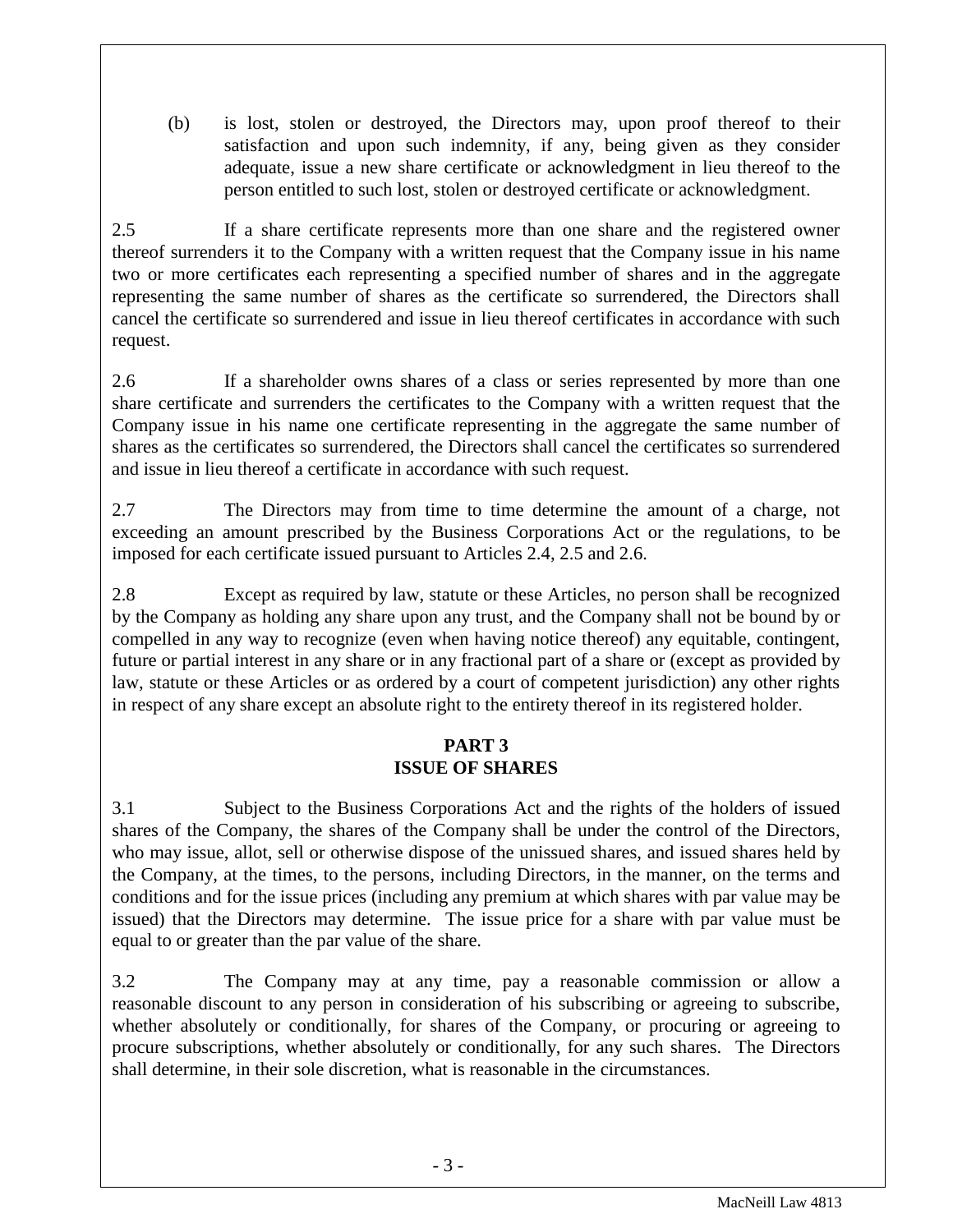(b) is lost, stolen or destroyed, the Directors may, upon proof thereof to their satisfaction and upon such indemnity, if any, being given as they consider adequate, issue a new share certificate or acknowledgment in lieu thereof to the person entitled to such lost, stolen or destroyed certificate or acknowledgment.

2.5 If a share certificate represents more than one share and the registered owner thereof surrenders it to the Company with a written request that the Company issue in his name two or more certificates each representing a specified number of shares and in the aggregate representing the same number of shares as the certificate so surrendered, the Directors shall cancel the certificate so surrendered and issue in lieu thereof certificates in accordance with such request.

2.6 If a shareholder owns shares of a class or series represented by more than one share certificate and surrenders the certificates to the Company with a written request that the Company issue in his name one certificate representing in the aggregate the same number of shares as the certificates so surrendered, the Directors shall cancel the certificates so surrendered and issue in lieu thereof a certificate in accordance with such request.

2.7 The Directors may from time to time determine the amount of a charge, not exceeding an amount prescribed by the Business Corporations Act or the regulations, to be imposed for each certificate issued pursuant to Articles 2.4, 2.5 and 2.6.

2.8 Except as required by law, statute or these Articles, no person shall be recognized by the Company as holding any share upon any trust, and the Company shall not be bound by or compelled in any way to recognize (even when having notice thereof) any equitable, contingent, future or partial interest in any share or in any fractional part of a share or (except as provided by law, statute or these Articles or as ordered by a court of competent jurisdiction) any other rights in respect of any share except an absolute right to the entirety thereof in its registered holder.

## PART 3
## ISSUE OF SHARES

3.1 Subject to the Business Corporations Act and the rights of the holders of issued shares of the Company, the shares of the Company shall be under the control of the Directors, who may issue, allot, sell or otherwise dispose of the unissued shares, and issued shares held by the Company, at the times, to the persons, including Directors, in the manner, on the terms and conditions and for the issue prices (including any premium at which shares with par value may be issued) that the Directors may determine. The issue price for a share with par value must be equal to or greater than the par value of the share.

3.2 The Company may at any time, pay a reasonable commission or allow a reasonable discount to any person in consideration of his subscribing or agreeing to subscribe, whether absolutely or conditionally, for shares of the Company, or procuring or agreeing to procure subscriptions, whether absolutely or conditionally, for any such shares. The Directors shall determine, in their sole discretion, what is reasonable in the circumstances.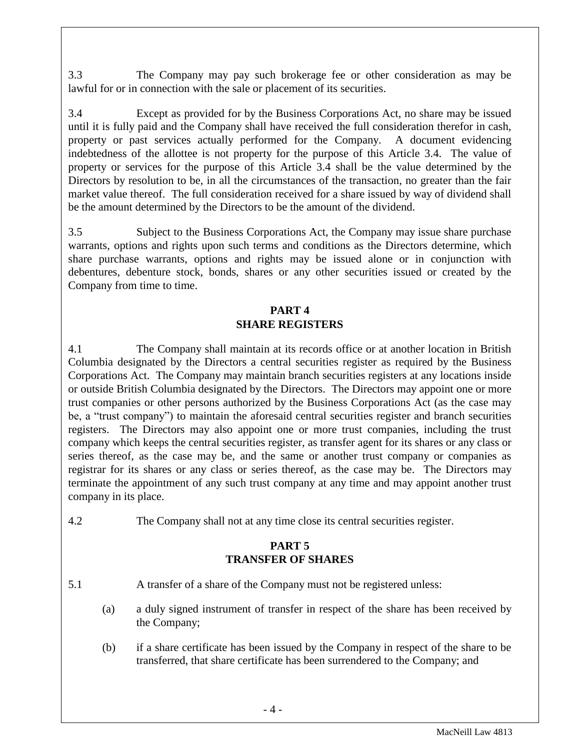3.3 The Company may pay such brokerage fee or other consideration as may be lawful for or in connection with the sale or placement of its securities.

3.4 Except as provided for by the Business Corporations Act, no share may be issued until it is fully paid and the Company shall have received the full consideration therefor in cash, property or past services actually performed for the Company. A document evidencing indebtedness of the allottee is not property for the purpose of this Article 3.4. The value of property or services for the purpose of this Article 3.4 shall be the value determined by the Directors by resolution to be, in all the circumstances of the transaction, no greater than the fair market value thereof. The full consideration received for a share issued by way of dividend shall be the amount determined by the Directors to be the amount of the dividend.

3.5 Subject to the Business Corporations Act, the Company may issue share purchase warrants, options and rights upon such terms and conditions as the Directors determine, which share purchase warrants, options and rights may be issued alone or in conjunction with debentures, debenture stock, bonds, shares or any other securities issued or created by the Company from time to time.

## PART 4
## SHARE REGISTERS

4.1 The Company shall maintain at its records office or at another location in British Columbia designated by the Directors a central securities register as required by the Business Corporations Act. The Company may maintain branch securities registers at any locations inside or outside British Columbia designated by the Directors. The Directors may appoint one or more trust companies or other persons authorized by the Business Corporations Act (as the case may be, a "trust company") to maintain the aforesaid central securities register and branch securities registers. The Directors may also appoint one or more trust companies, including the trust company which keeps the central securities register, as transfer agent for its shares or any class or series thereof, as the case may be, and the same or another trust company or companies as registrar for its shares or any class or series thereof, as the case may be. The Directors may terminate the appointment of any such trust company at any time and may appoint another trust company in its place.

4.2 The Company shall not at any time close its central securities register.

## PART 5
## TRANSFER OF SHARES

5.1 A transfer of a share of the Company must not be registered unless:

(a) a duly signed instrument of transfer in respect of the share has been received by the Company;

(b) if a share certificate has been issued by the Company in respect of the share to be transferred, that share certificate has been surrendered to the Company; and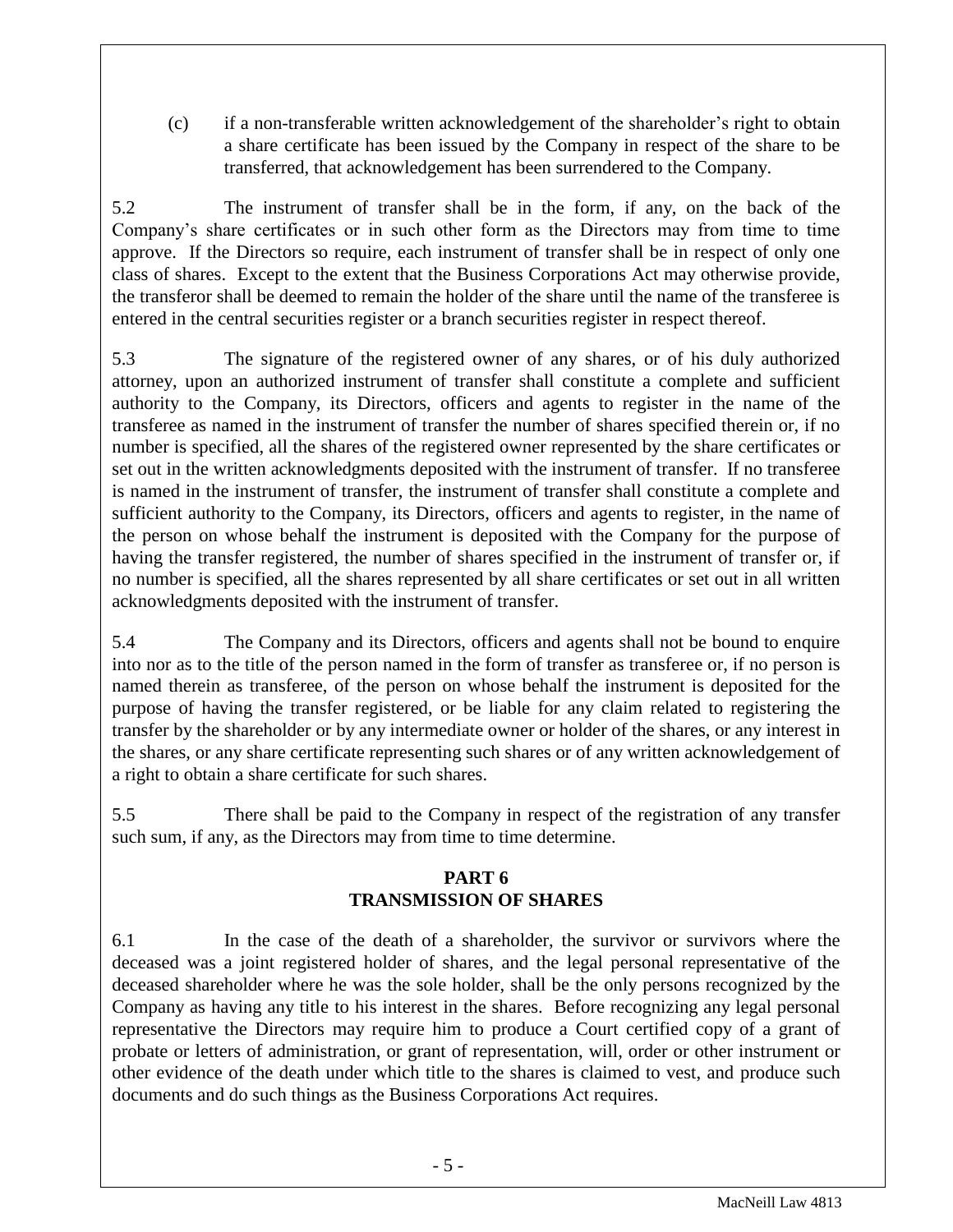(c) if a non-transferable written acknowledgement of the shareholder's right to obtain a share certificate has been issued by the Company in respect of the share to be transferred, that acknowledgement has been surrendered to the Company.

5.2 The instrument of transfer shall be in the form, if any, on the back of the Company's share certificates or in such other form as the Directors may from time to time approve. If the Directors so require, each instrument of transfer shall be in respect of only one class of shares. Except to the extent that the Business Corporations Act may otherwise provide, the transferor shall be deemed to remain the holder of the share until the name of the transferee is entered in the central securities register or a branch securities register in respect thereof.

5.3 The signature of the registered owner of any shares, or of his duly authorized attorney, upon an authorized instrument of transfer shall constitute a complete and sufficient authority to the Company, its Directors, officers and agents to register in the name of the transferee as named in the instrument of transfer the number of shares specified therein or, if no number is specified, all the shares of the registered owner represented by the share certificates or set out in the written acknowledgments deposited with the instrument of transfer. If no transferee is named in the instrument of transfer, the instrument of transfer shall constitute a complete and sufficient authority to the Company, its Directors, officers and agents to register, in the name of the person on whose behalf the instrument is deposited with the Company for the purpose of having the transfer registered, the number of shares specified in the instrument of transfer or, if no number is specified, all the shares represented by all share certificates or set out in all written acknowledgments deposited with the instrument of transfer.

5.4 The Company and its Directors, officers and agents shall not be bound to enquire into nor as to the title of the person named in the form of transfer as transferee or, if no person is named therein as transferee, of the person on whose behalf the instrument is deposited for the purpose of having the transfer registered, or be liable for any claim related to registering the transfer by the shareholder or by any intermediate owner or holder of the shares, or any interest in the shares, or any share certificate representing such shares or of any written acknowledgement of a right to obtain a share certificate for such shares.

5.5 There shall be paid to the Company in respect of the registration of any transfer such sum, if any, as the Directors may from time to time determine.

## PART 6
## TRANSMISSION OF SHARES

6.1 In the case of the death of a shareholder, the survivor or survivors where the deceased was a joint registered holder of shares, and the legal personal representative of the deceased shareholder where he was the sole holder, shall be the only persons recognized by the Company as having any title to his interest in the shares. Before recognizing any legal personal representative the Directors may require him to produce a Court certified copy of a grant of probate or letters of administration, or grant of representation, will, order or other instrument or other evidence of the death under which title to the shares is claimed to vest, and produce such documents and do such things as the Business Corporations Act requires.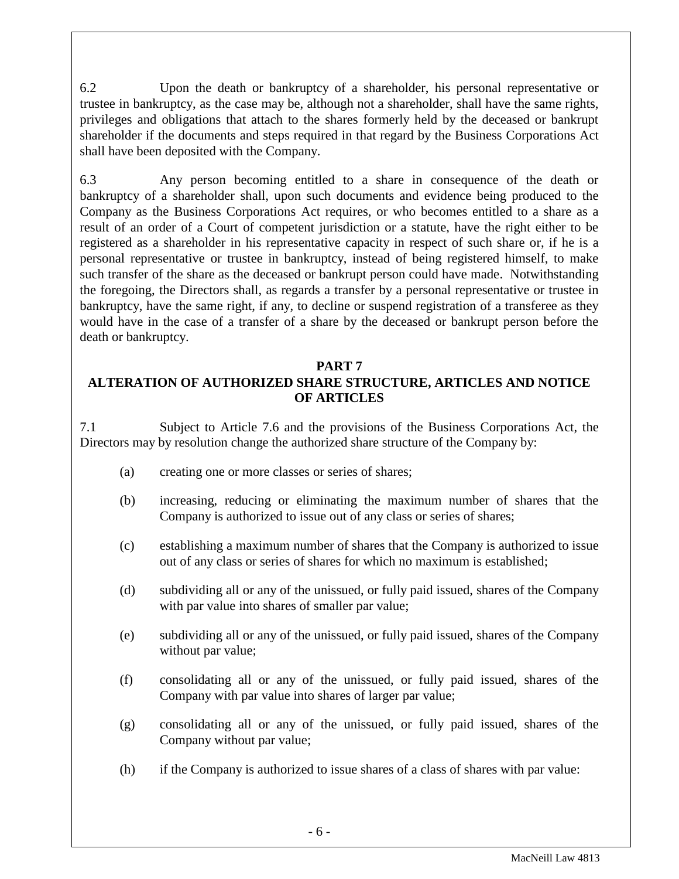6.2 Upon the death or bankruptcy of a shareholder, his personal representative or trustee in bankruptcy, as the case may be, although not a shareholder, shall have the same rights, privileges and obligations that attach to the shares formerly held by the deceased or bankrupt shareholder if the documents and steps required in that regard by the Business Corporations Act shall have been deposited with the Company.

6.3 Any person becoming entitled to a share in consequence of the death or bankruptcy of a shareholder shall, upon such documents and evidence being produced to the Company as the Business Corporations Act requires, or who becomes entitled to a share as a result of an order of a Court of competent jurisdiction or a statute, have the right either to be registered as a shareholder in his representative capacity in respect of such share or, if he is a personal representative or trustee in bankruptcy, instead of being registered himself, to make such transfer of the share as the deceased or bankrupt person could have made. Notwithstanding the foregoing, the Directors shall, as regards a transfer by a personal representative or trustee in bankruptcy, have the same right, if any, to decline or suspend registration of a transferee as they would have in the case of a transfer of a share by the deceased or bankrupt person before the death or bankruptcy.

## PART 7
## ALTERATION OF AUTHORIZED SHARE STRUCTURE, ARTICLES AND NOTICE OF ARTICLES

7.1 Subject to Article 7.6 and the provisions of the Business Corporations Act, the Directors may by resolution change the authorized share structure of the Company by:

(a) creating one or more classes or series of shares;

(b) increasing, reducing or eliminating the maximum number of shares that the Company is authorized to issue out of any class or series of shares;

(c) establishing a maximum number of shares that the Company is authorized to issue out of any class or series of shares for which no maximum is established;

(d) subdividing all or any of the unissued, or fully paid issued, shares of the Company with par value into shares of smaller par value;

(e) subdividing all or any of the unissued, or fully paid issued, shares of the Company without par value;

(f) consolidating all or any of the unissued, or fully paid issued, shares of the Company with par value into shares of larger par value;

(g) consolidating all or any of the unissued, or fully paid issued, shares of the Company without par value;

(h) if the Company is authorized to issue shares of a class of shares with par value: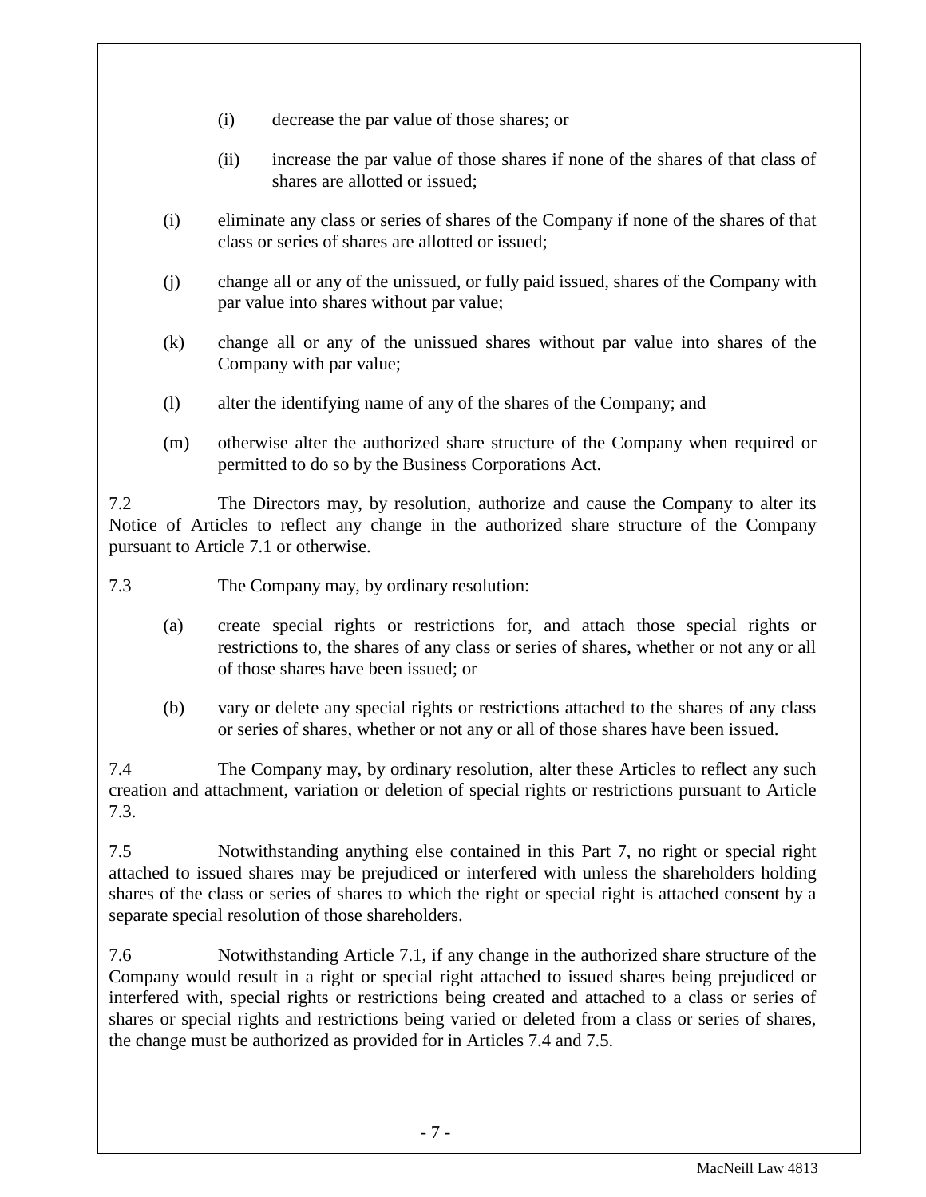(i) decrease the par value of those shares; or

(ii) increase the par value of those shares if none of the shares of that class of shares are allotted or issued;

(i) eliminate any class or series of shares of the Company if none of the shares of that class or series of shares are allotted or issued;

(j) change all or any of the unissued, or fully paid issued, shares of the Company with par value into shares without par value;

(k) change all or any of the unissued shares without par value into shares of the Company with par value;

(l) alter the identifying name of any of the shares of the Company; and

(m) otherwise alter the authorized share structure of the Company when required or permitted to do so by the Business Corporations Act.

7.2 The Directors may, by resolution, authorize and cause the Company to alter its Notice of Articles to reflect any change in the authorized share structure of the Company pursuant to Article 7.1 or otherwise.

7.3 The Company may, by ordinary resolution:

(a) create special rights or restrictions for, and attach those special rights or restrictions to, the shares of any class or series of shares, whether or not any or all of those shares have been issued; or

(b) vary or delete any special rights or restrictions attached to the shares of any class or series of shares, whether or not any or all of those shares have been issued.

7.4 The Company may, by ordinary resolution, alter these Articles to reflect any such creation and attachment, variation or deletion of special rights or restrictions pursuant to Article 7.3.

7.5 Notwithstanding anything else contained in this Part 7, no right or special right attached to issued shares may be prejudiced or interfered with unless the shareholders holding shares of the class or series of shares to which the right or special right is attached consent by a separate special resolution of those shareholders.

7.6 Notwithstanding Article 7.1, if any change in the authorized share structure of the Company would result in a right or special right attached to issued shares being prejudiced or interfered with, special rights or restrictions being created and attached to a class or series of shares or special rights and restrictions being varied or deleted from a class or series of shares, the change must be authorized as provided for in Articles 7.4 and 7.5.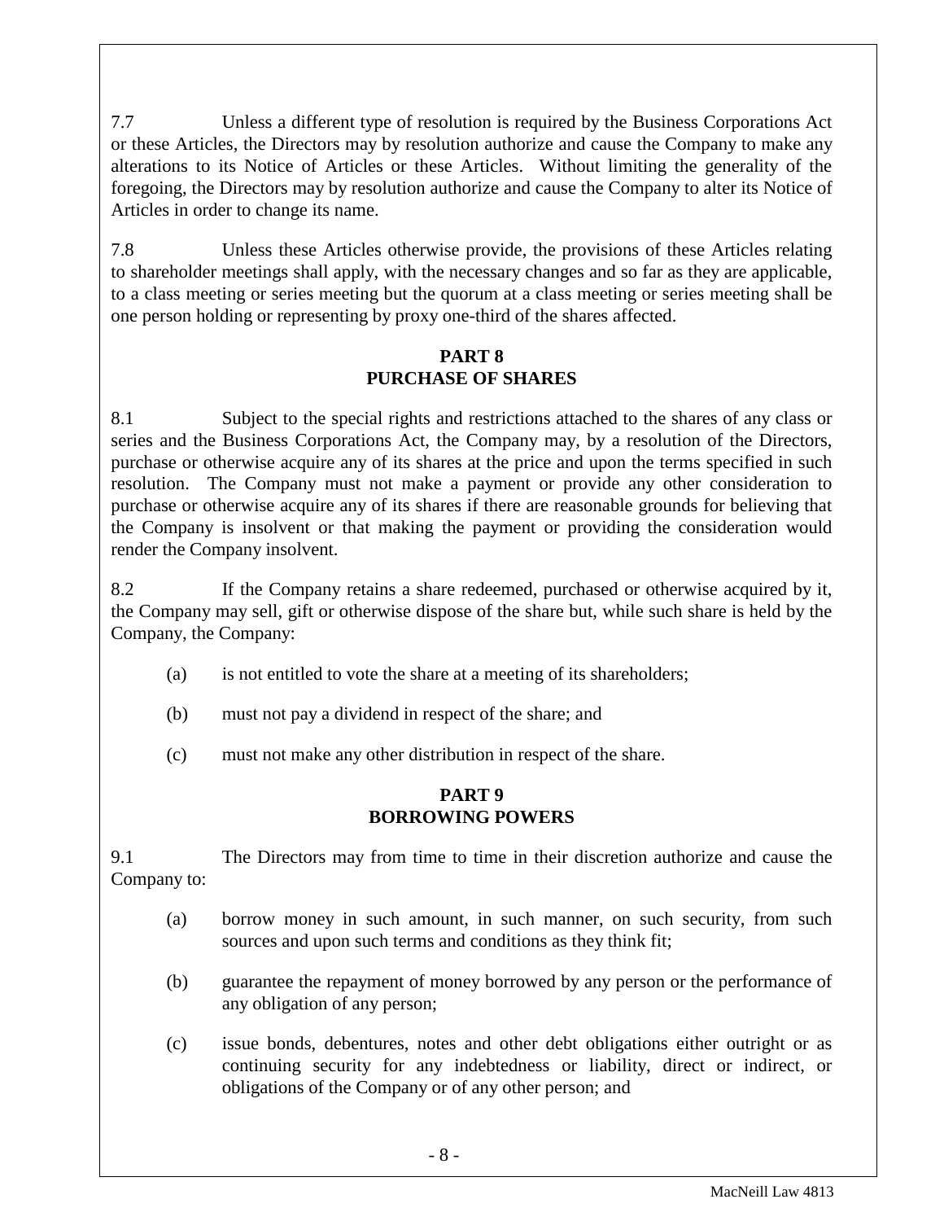7.7 Unless a different type of resolution is required by the Business Corporations Act or these Articles, the Directors may by resolution authorize and cause the Company to make any alterations to its Notice of Articles or these Articles. Without limiting the generality of the foregoing, the Directors may by resolution authorize and cause the Company to alter its Notice of Articles in order to change its name.

7.8 Unless these Articles otherwise provide, the provisions of these Articles relating to shareholder meetings shall apply, with the necessary changes and so far as they are applicable, to a class meeting or series meeting but the quorum at a class meeting or series meeting shall be one person holding or representing by proxy one-third of the shares affected.

## PART 8
## PURCHASE OF SHARES

8.1 Subject to the special rights and restrictions attached to the shares of any class or series and the Business Corporations Act, the Company may, by a resolution of the Directors, purchase or otherwise acquire any of its shares at the price and upon the terms specified in such resolution. The Company must not make a payment or provide any other consideration to purchase or otherwise acquire any of its shares if there are reasonable grounds for believing that the Company is insolvent or that making the payment or providing the consideration would render the Company insolvent.

8.2 If the Company retains a share redeemed, purchased or otherwise acquired by it, the Company may sell, gift or otherwise dispose of the share but, while such share is held by the Company, the Company:

(a) is not entitled to vote the share at a meeting of its shareholders;

(b) must not pay a dividend in respect of the share; and

(c) must not make any other distribution in respect of the share.

## PART 9
## BORROWING POWERS

9.1 The Directors may from time to time in their discretion authorize and cause the Company to:

(a) borrow money in such amount, in such manner, on such security, from such sources and upon such terms and conditions as they think fit;

(b) guarantee the repayment of money borrowed by any person or the performance of any obligation of any person;

(c) issue bonds, debentures, notes and other debt obligations either outright or as continuing security for any indebtedness or liability, direct or indirect, or obligations of the Company or of any other person; and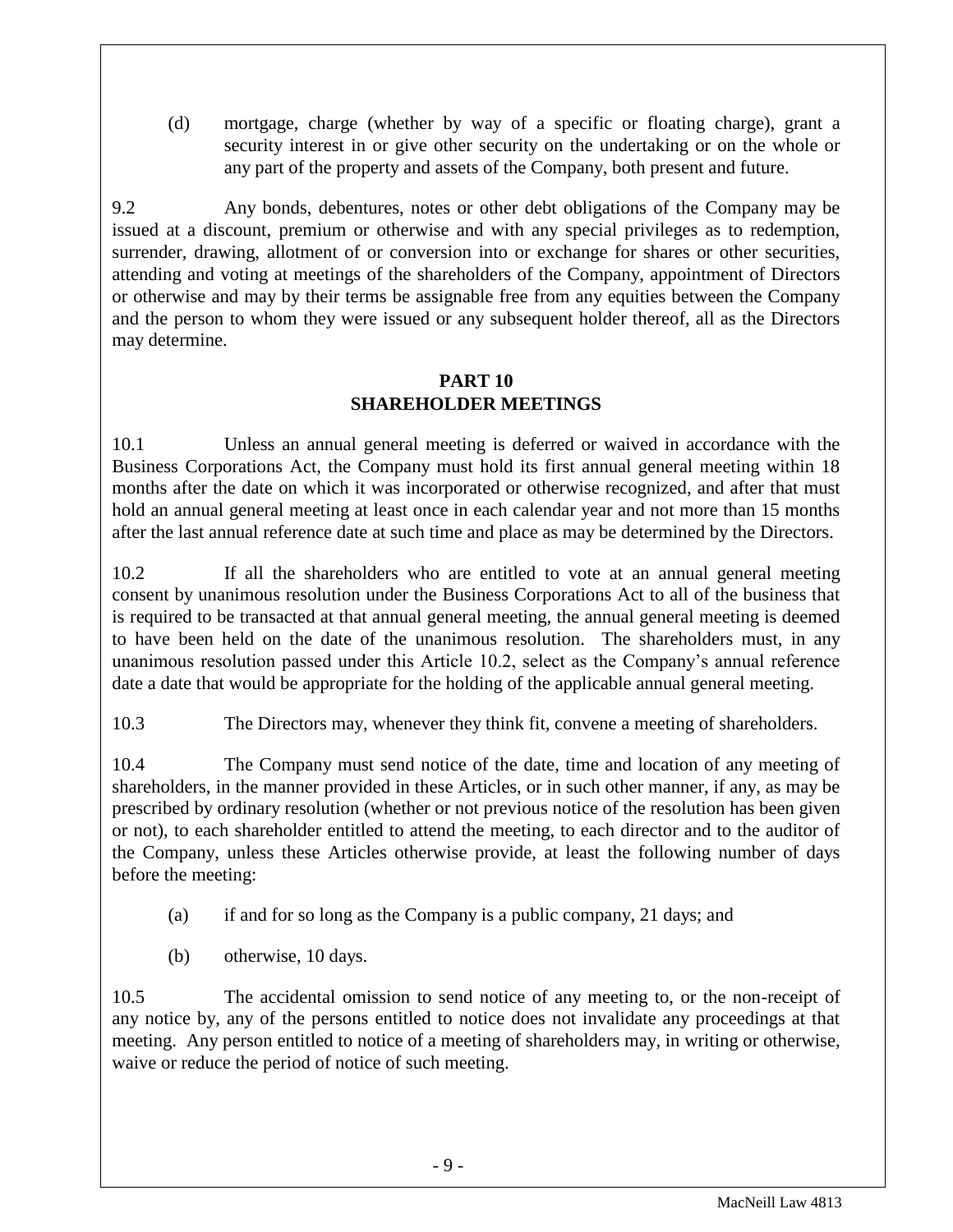(d) mortgage, charge (whether by way of a specific or floating charge), grant a security interest in or give other security on the undertaking or on the whole or any part of the property and assets of the Company, both present and future.

9.2 Any bonds, debentures, notes or other debt obligations of the Company may be issued at a discount, premium or otherwise and with any special privileges as to redemption, surrender, drawing, allotment of or conversion into or exchange for shares or other securities, attending and voting at meetings of the shareholders of the Company, appointment of Directors or otherwise and may by their terms be assignable free from any equities between the Company and the person to whom they were issued or any subsequent holder thereof, all as the Directors may determine.

## PART 10
## SHAREHOLDER MEETINGS

10.1 Unless an annual general meeting is deferred or waived in accordance with the Business Corporations Act, the Company must hold its first annual general meeting within 18 months after the date on which it was incorporated or otherwise recognized, and after that must hold an annual general meeting at least once in each calendar year and not more than 15 months after the last annual reference date at such time and place as may be determined by the Directors.

10.2 If all the shareholders who are entitled to vote at an annual general meeting consent by unanimous resolution under the Business Corporations Act to all of the business that is required to be transacted at that annual general meeting, the annual general meeting is deemed to have been held on the date of the unanimous resolution. The shareholders must, in any unanimous resolution passed under this Article 10.2, select as the Company's annual reference date a date that would be appropriate for the holding of the applicable annual general meeting.

10.3 The Directors may, whenever they think fit, convene a meeting of shareholders.

10.4 The Company must send notice of the date, time and location of any meeting of shareholders, in the manner provided in these Articles, or in such other manner, if any, as may be prescribed by ordinary resolution (whether or not previous notice of the resolution has been given or not), to each shareholder entitled to attend the meeting, to each director and to the auditor of the Company, unless these Articles otherwise provide, at least the following number of days before the meeting:

(a) if and for so long as the Company is a public company, 21 days; and

(b) otherwise, 10 days.

10.5 The accidental omission to send notice of any meeting to, or the non-receipt of any notice by, any of the persons entitled to notice does not invalidate any proceedings at that meeting. Any person entitled to notice of a meeting of shareholders may, in writing or otherwise, waive or reduce the period of notice of such meeting.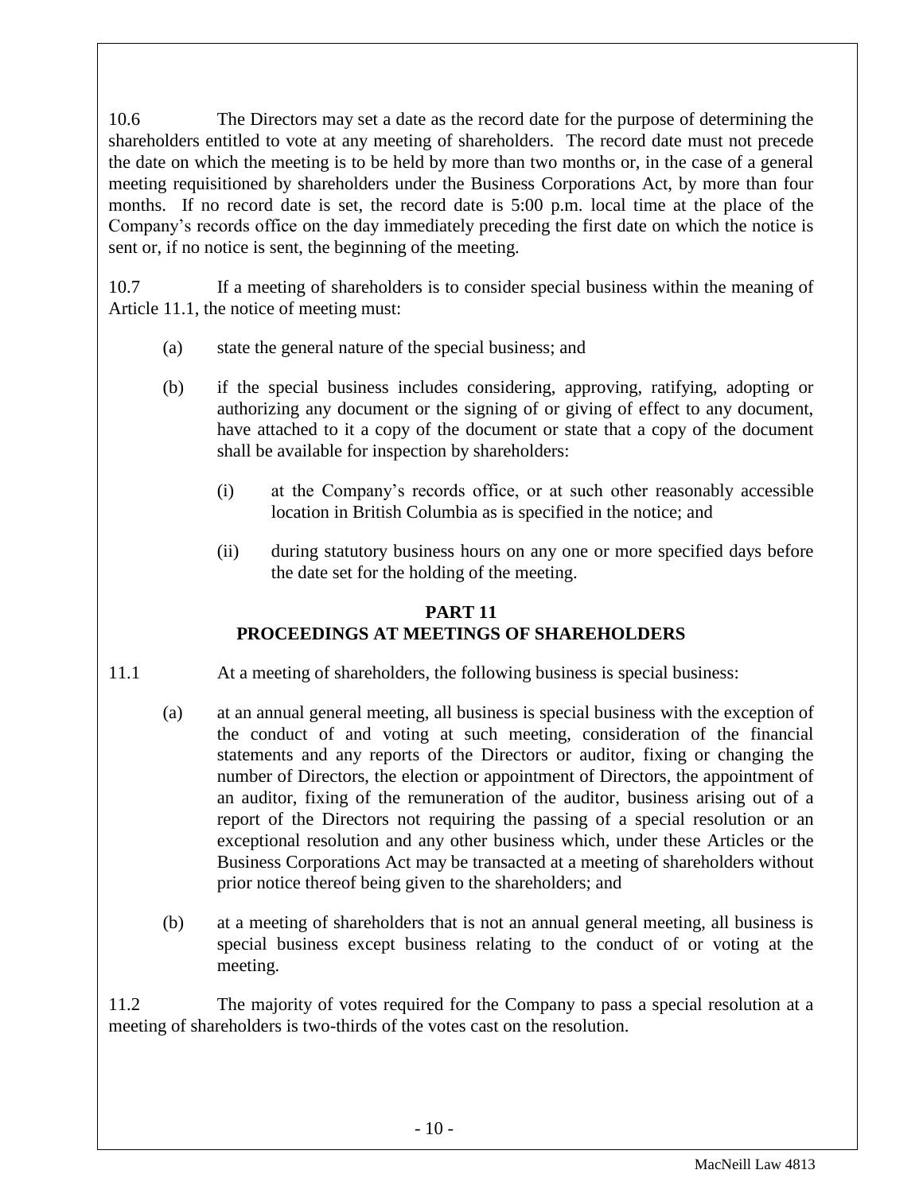10.6 The Directors may set a date as the record date for the purpose of determining the shareholders entitled to vote at any meeting of shareholders. The record date must not precede the date on which the meeting is to be held by more than two months or, in the case of a general meeting requisitioned by shareholders under the Business Corporations Act, by more than four months. If no record date is set, the record date is 5:00 p.m. local time at the place of the Company's records office on the day immediately preceding the first date on which the notice is sent or, if no notice is sent, the beginning of the meeting.

10.7 If a meeting of shareholders is to consider special business within the meaning of Article 11.1, the notice of meeting must:

(a) state the general nature of the special business; and

(b) if the special business includes considering, approving, ratifying, adopting or authorizing any document or the signing of or giving of effect to any document, have attached to it a copy of the document or state that a copy of the document shall be available for inspection by shareholders:

   (i) at the Company's records office, or at such other reasonably accessible location in British Columbia as is specified in the notice; and

   (ii) during statutory business hours on any one or more specified days before the date set for the holding of the meeting.

## PART 11
## PROCEEDINGS AT MEETINGS OF SHAREHOLDERS

11.1 At a meeting of shareholders, the following business is special business:

(a) at an annual general meeting, all business is special business with the exception of the conduct of and voting at such meeting, consideration of the financial statements and any reports of the Directors or auditor, fixing or changing the number of Directors, the election or appointment of Directors, the appointment of an auditor, fixing of the remuneration of the auditor, business arising out of a report of the Directors not requiring the passing of a special resolution or an exceptional resolution and any other business which, under these Articles or the Business Corporations Act may be transacted at a meeting of shareholders without prior notice thereof being given to the shareholders; and

(b) at a meeting of shareholders that is not an annual general meeting, all business is special business except business relating to the conduct of or voting at the meeting.

11.2 The majority of votes required for the Company to pass a special resolution at a meeting of shareholders is two-thirds of the votes cast on the resolution.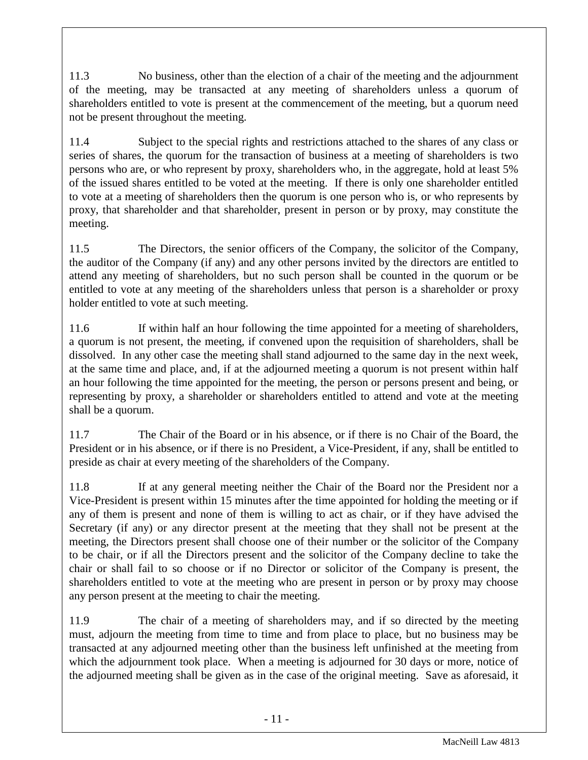11.3 No business, other than the election of a chair of the meeting and the adjournment of the meeting, may be transacted at any meeting of shareholders unless a quorum of shareholders entitled to vote is present at the commencement of the meeting, but a quorum need not be present throughout the meeting.

11.4 Subject to the special rights and restrictions attached to the shares of any class or series of shares, the quorum for the transaction of business at a meeting of shareholders is two persons who are, or who represent by proxy, shareholders who, in the aggregate, hold at least 5% of the issued shares entitled to be voted at the meeting. If there is only one shareholder entitled to vote at a meeting of shareholders then the quorum is one person who is, or who represents by proxy, that shareholder and that shareholder, present in person or by proxy, may constitute the meeting.

11.5 The Directors, the senior officers of the Company, the solicitor of the Company, the auditor of the Company (if any) and any other persons invited by the directors are entitled to attend any meeting of shareholders, but no such person shall be counted in the quorum or be entitled to vote at any meeting of the shareholders unless that person is a shareholder or proxy holder entitled to vote at such meeting.

11.6 If within half an hour following the time appointed for a meeting of shareholders, a quorum is not present, the meeting, if convened upon the requisition of shareholders, shall be dissolved. In any other case the meeting shall stand adjourned to the same day in the next week, at the same time and place, and, if at the adjourned meeting a quorum is not present within half an hour following the time appointed for the meeting, the person or persons present and being, or representing by proxy, a shareholder or shareholders entitled to attend and vote at the meeting shall be a quorum.

11.7 The Chair of the Board or in his absence, or if there is no Chair of the Board, the President or in his absence, or if there is no President, a Vice-President, if any, shall be entitled to preside as chair at every meeting of the shareholders of the Company.

11.8 If at any general meeting neither the Chair of the Board nor the President nor a Vice-President is present within 15 minutes after the time appointed for holding the meeting or if any of them is present and none of them is willing to act as chair, or if they have advised the Secretary (if any) or any director present at the meeting that they shall not be present at the meeting, the Directors present shall choose one of their number or the solicitor of the Company to be chair, or if all the Directors present and the solicitor of the Company decline to take the chair or shall fail to so choose or if no Director or solicitor of the Company is present, the shareholders entitled to vote at the meeting who are present in person or by proxy may choose any person present at the meeting to chair the meeting.

11.9 The chair of a meeting of shareholders may, and if so directed by the meeting must, adjourn the meeting from time to time and from place to place, but no business may be transacted at any adjourned meeting other than the business left unfinished at the meeting from which the adjournment took place. When a meeting is adjourned for 30 days or more, notice of the adjourned meeting shall be given as in the case of the original meeting. Save as aforesaid, it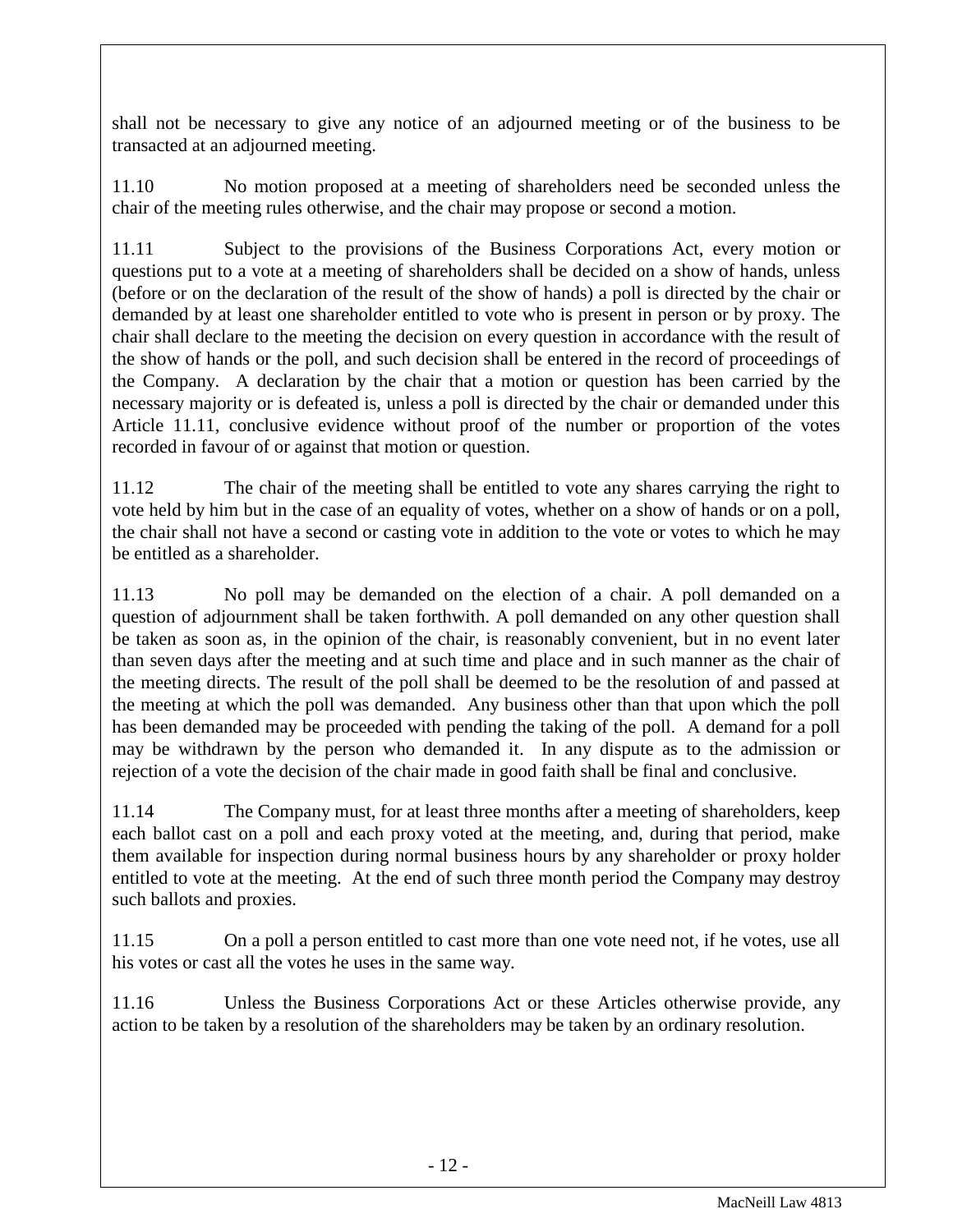shall not be necessary to give any notice of an adjourned meeting or of the business to be transacted at an adjourned meeting.

11.10 No motion proposed at a meeting of shareholders need be seconded unless the chair of the meeting rules otherwise, and the chair may propose or second a motion.

11.11 Subject to the provisions of the Business Corporations Act, every motion or questions put to a vote at a meeting of shareholders shall be decided on a show of hands, unless (before or on the declaration of the result of the show of hands) a poll is directed by the chair or demanded by at least one shareholder entitled to vote who is present in person or by proxy. The chair shall declare to the meeting the decision on every question in accordance with the result of the show of hands or the poll, and such decision shall be entered in the record of proceedings of the Company. A declaration by the chair that a motion or question has been carried by the necessary majority or is defeated is, unless a poll is directed by the chair or demanded under this Article 11.11, conclusive evidence without proof of the number or proportion of the votes recorded in favour of or against that motion or question.

11.12 The chair of the meeting shall be entitled to vote any shares carrying the right to vote held by him but in the case of an equality of votes, whether on a show of hands or on a poll, the chair shall not have a second or casting vote in addition to the vote or votes to which he may be entitled as a shareholder.

11.13 No poll may be demanded on the election of a chair. A poll demanded on a question of adjournment shall be taken forthwith. A poll demanded on any other question shall be taken as soon as, in the opinion of the chair, is reasonably convenient, but in no event later than seven days after the meeting and at such time and place and in such manner as the chair of the meeting directs. The result of the poll shall be deemed to be the resolution of and passed at the meeting at which the poll was demanded. Any business other than that upon which the poll has been demanded may be proceeded with pending the taking of the poll. A demand for a poll may be withdrawn by the person who demanded it. In any dispute as to the admission or rejection of a vote the decision of the chair made in good faith shall be final and conclusive.

11.14 The Company must, for at least three months after a meeting of shareholders, keep each ballot cast on a poll and each proxy voted at the meeting, and, during that period, make them available for inspection during normal business hours by any shareholder or proxy holder entitled to vote at the meeting. At the end of such three month period the Company may destroy such ballots and proxies.

11.15 On a poll a person entitled to cast more than one vote need not, if he votes, use all his votes or cast all the votes he uses in the same way.

11.16 Unless the Business Corporations Act or these Articles otherwise provide, any action to be taken by a resolution of the shareholders may be taken by an ordinary resolution.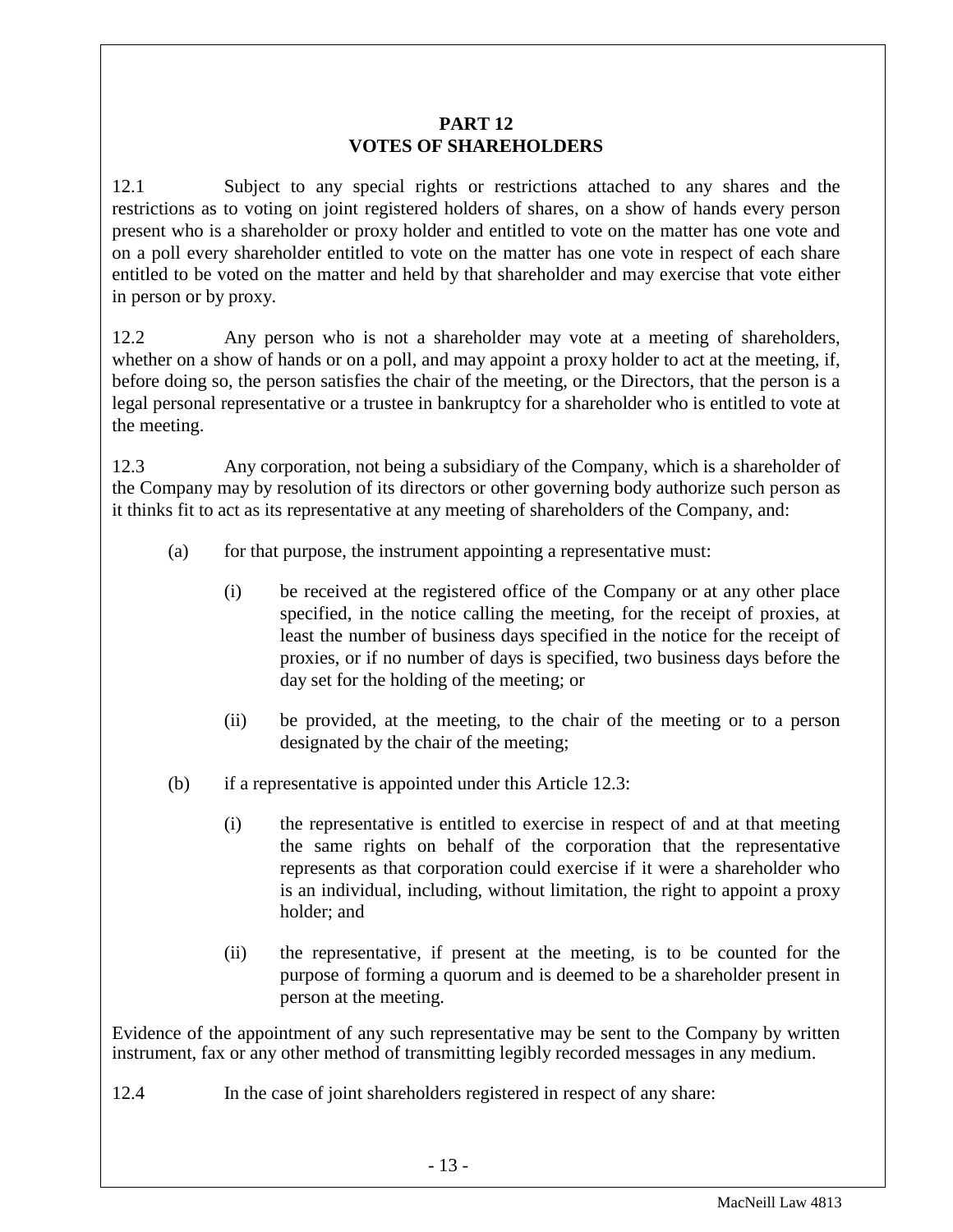## PART 12
## VOTES OF SHAREHOLDERS

12.1 Subject to any special rights or restrictions attached to any shares and the restrictions as to voting on joint registered holders of shares, on a show of hands every person present who is a shareholder or proxy holder and entitled to vote on the matter has one vote and on a poll every shareholder entitled to vote on the matter has one vote in respect of each share entitled to be voted on the matter and held by that shareholder and may exercise that vote either in person or by proxy.

12.2 Any person who is not a shareholder may vote at a meeting of shareholders, whether on a show of hands or on a poll, and may appoint a proxy holder to act at the meeting, if, before doing so, the person satisfies the chair of the meeting, or the Directors, that the person is a legal personal representative or a trustee in bankruptcy for a shareholder who is entitled to vote at the meeting.

12.3 Any corporation, not being a subsidiary of the Company, which is a shareholder of the Company may by resolution of its directors or other governing body authorize such person as it thinks fit to act as its representative at any meeting of shareholders of the Company, and:

- (a) for that purpose, the instrument appointing a representative must:
  - (i) be received at the registered office of the Company or at any other place specified, in the notice calling the meeting, for the receipt of proxies, at least the number of business days specified in the notice for the receipt of proxies, or if no number of days is specified, two business days before the day set for the holding of the meeting; or
  - (ii) be provided, at the meeting, to the chair of the meeting or to a person designated by the chair of the meeting;
- (b) if a representative is appointed under this Article 12.3:
  - (i) the representative is entitled to exercise in respect of and at that meeting the same rights on behalf of the corporation that the representative represents as that corporation could exercise if it were a shareholder who is an individual, including, without limitation, the right to appoint a proxy holder; and
  - (ii) the representative, if present at the meeting, is to be counted for the purpose of forming a quorum and is deemed to be a shareholder present in person at the meeting.

Evidence of the appointment of any such representative may be sent to the Company by written instrument, fax or any other method of transmitting legibly recorded messages in any medium.

12.4 In the case of joint shareholders registered in respect of any share: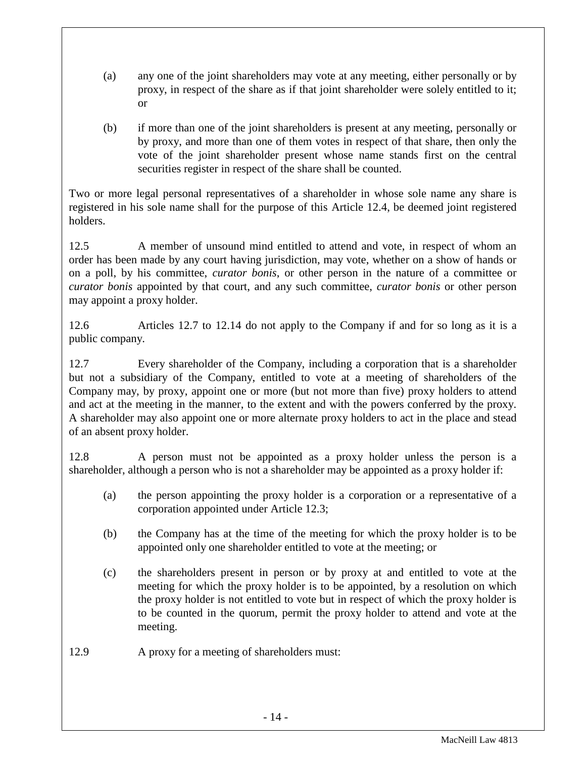(a) any one of the joint shareholders may vote at any meeting, either personally or by proxy, in respect of the share as if that joint shareholder were solely entitled to it; or

(b) if more than one of the joint shareholders is present at any meeting, personally or by proxy, and more than one of them votes in respect of that share, then only the vote of the joint shareholder present whose name stands first on the central securities register in respect of the share shall be counted.

Two or more legal personal representatives of a shareholder in whose sole name any share is registered in his sole name shall for the purpose of this Article 12.4, be deemed joint registered holders.

12.5 A member of unsound mind entitled to attend and vote, in respect of whom an order has been made by any court having jurisdiction, may vote, whether on a show of hands or on a poll, by his committee, *curator bonis*, or other person in the nature of a committee or *curator bonis* appointed by that court, and any such committee, *curator bonis* or other person may appoint a proxy holder.

12.6 Articles 12.7 to 12.14 do not apply to the Company if and for so long as it is a public company.

12.7 Every shareholder of the Company, including a corporation that is a shareholder but not a subsidiary of the Company, entitled to vote at a meeting of shareholders of the Company may, by proxy, appoint one or more (but not more than five) proxy holders to attend and act at the meeting in the manner, to the extent and with the powers conferred by the proxy. A shareholder may also appoint one or more alternate proxy holders to act in the place and stead of an absent proxy holder.

12.8 A person must not be appointed as a proxy holder unless the person is a shareholder, although a person who is not a shareholder may be appointed as a proxy holder if:

(a) the person appointing the proxy holder is a corporation or a representative of a corporation appointed under Article 12.3;

(b) the Company has at the time of the meeting for which the proxy holder is to be appointed only one shareholder entitled to vote at the meeting; or

(c) the shareholders present in person or by proxy at and entitled to vote at the meeting for which the proxy holder is to be appointed, by a resolution on which the proxy holder is not entitled to vote but in respect of which the proxy holder is to be counted in the quorum, permit the proxy holder to attend and vote at the meeting.

12.9 A proxy for a meeting of shareholders must: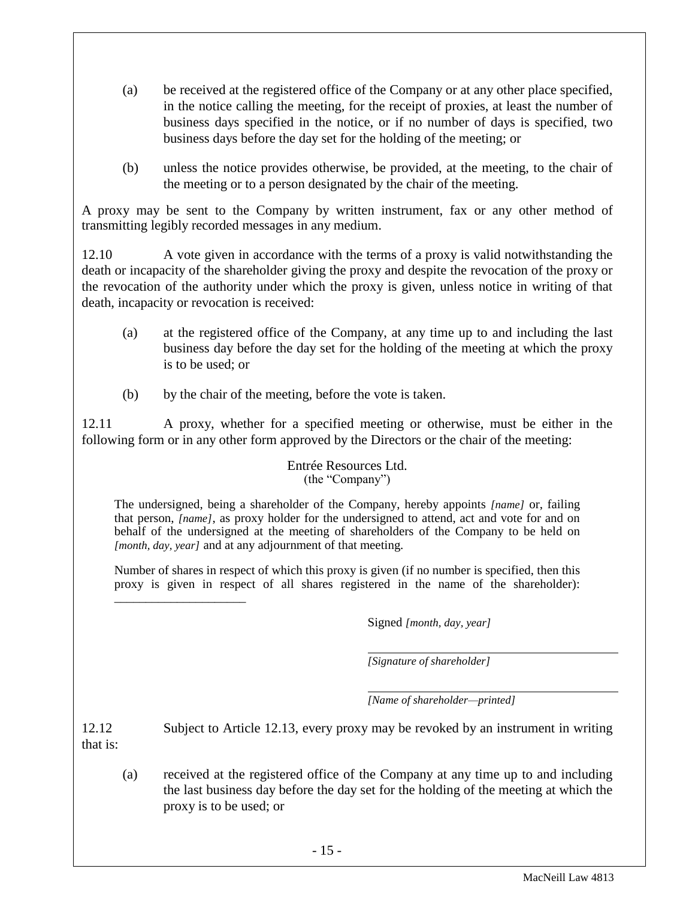(a) be received at the registered office of the Company or at any other place specified, in the notice calling the meeting, for the receipt of proxies, at least the number of business days specified in the notice, or if no number of days is specified, two business days before the day set for the holding of the meeting; or

(b) unless the notice provides otherwise, be provided, at the meeting, to the chair of the meeting or to a person designated by the chair of the meeting.

A proxy may be sent to the Company by written instrument, fax or any other method of transmitting legibly recorded messages in any medium.

12.10 A vote given in accordance with the terms of a proxy is valid notwithstanding the death or incapacity of the shareholder giving the proxy and despite the revocation of the proxy or the revocation of the authority under which the proxy is given, unless notice in writing of that death, incapacity or revocation is received:

(a) at the registered office of the Company, at any time up to and including the last business day before the day set for the holding of the meeting at which the proxy is to be used; or

(b) by the chair of the meeting, before the vote is taken.

12.11 A proxy, whether for a specified meeting or otherwise, must be either in the following form or in any other form approved by the Directors or the chair of the meeting:

Entrée Resources Ltd.
(the "Company")

The undersigned, being a shareholder of the Company, hereby appoints *[name]* or, failing that person, *[name]*, as proxy holder for the undersigned to attend, act and vote for and on behalf of the undersigned at the meeting of shareholders of the Company to be held on *[month, day, year]* and at any adjournment of that meeting.

Number of shares in respect of which this proxy is given (if no number is specified, then this proxy is given in respect of all shares registered in the name of the shareholder): ______________________

Signed *[month, day, year]*

______________________________
*[Signature of shareholder]*

______________________________
*[Name of shareholder—printed]*

12.12 Subject to Article 12.13, every proxy may be revoked by an instrument in writing that is:

(a) received at the registered office of the Company at any time up to and including the last business day before the day set for the holding of the meeting at which the proxy is to be used; or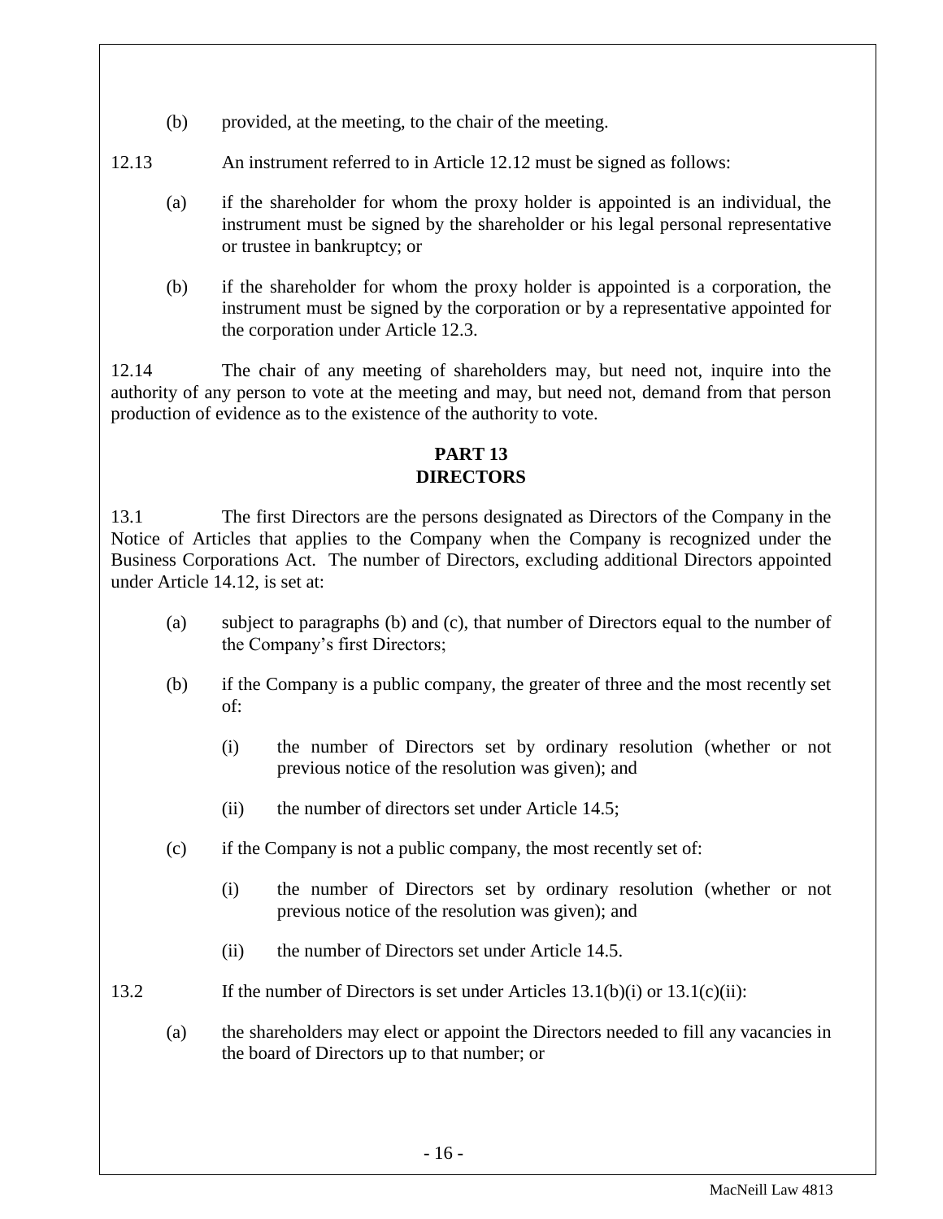(b) provided, at the meeting, to the chair of the meeting.

12.13 An instrument referred to in Article 12.12 must be signed as follows:

(a) if the shareholder for whom the proxy holder is appointed is an individual, the instrument must be signed by the shareholder or his legal personal representative or trustee in bankruptcy; or

(b) if the shareholder for whom the proxy holder is appointed is a corporation, the instrument must be signed by the corporation or by a representative appointed for the corporation under Article 12.3.

12.14 The chair of any meeting of shareholders may, but need not, inquire into the authority of any person to vote at the meeting and may, but need not, demand from that person production of evidence as to the existence of the authority to vote.

## PART 13
## DIRECTORS

13.1 The first Directors are the persons designated as Directors of the Company in the Notice of Articles that applies to the Company when the Company is recognized under the Business Corporations Act. The number of Directors, excluding additional Directors appointed under Article 14.12, is set at:

(a) subject to paragraphs (b) and (c), that number of Directors equal to the number of the Company's first Directors;

(b) if the Company is a public company, the greater of three and the most recently set of:

(i) the number of Directors set by ordinary resolution (whether or not previous notice of the resolution was given); and

(ii) the number of directors set under Article 14.5;

(c) if the Company is not a public company, the most recently set of:

(i) the number of Directors set by ordinary resolution (whether or not previous notice of the resolution was given); and

(ii) the number of Directors set under Article 14.5.

13.2 If the number of Directors is set under Articles 13.1(b)(i) or 13.1(c)(ii):

(a) the shareholders may elect or appoint the Directors needed to fill any vacancies in the board of Directors up to that number; or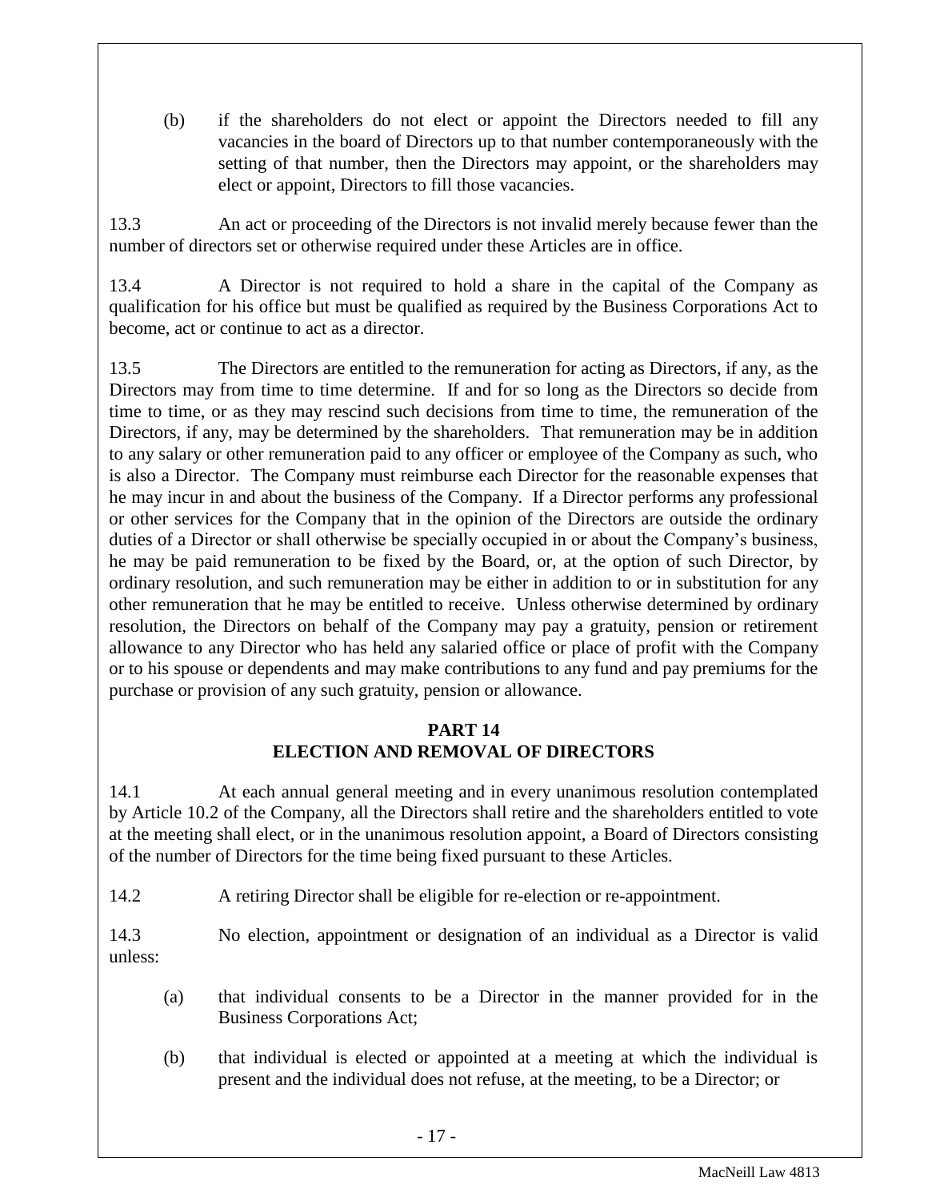(b) if the shareholders do not elect or appoint the Directors needed to fill any vacancies in the board of Directors up to that number contemporaneously with the setting of that number, then the Directors may appoint, or the shareholders may elect or appoint, Directors to fill those vacancies.

13.3 An act or proceeding of the Directors is not invalid merely because fewer than the number of directors set or otherwise required under these Articles are in office.

13.4 A Director is not required to hold a share in the capital of the Company as qualification for his office but must be qualified as required by the Business Corporations Act to become, act or continue to act as a director.

13.5 The Directors are entitled to the remuneration for acting as Directors, if any, as the Directors may from time to time determine. If and for so long as the Directors so decide from time to time, or as they may rescind such decisions from time to time, the remuneration of the Directors, if any, may be determined by the shareholders. That remuneration may be in addition to any salary or other remuneration paid to any officer or employee of the Company as such, who is also a Director. The Company must reimburse each Director for the reasonable expenses that he may incur in and about the business of the Company. If a Director performs any professional or other services for the Company that in the opinion of the Directors are outside the ordinary duties of a Director or shall otherwise be specially occupied in or about the Company's business, he may be paid remuneration to be fixed by the Board, or, at the option of such Director, by ordinary resolution, and such remuneration may be either in addition to or in substitution for any other remuneration that he may be entitled to receive. Unless otherwise determined by ordinary resolution, the Directors on behalf of the Company may pay a gratuity, pension or retirement allowance to any Director who has held any salaried office or place of profit with the Company or to his spouse or dependents and may make contributions to any fund and pay premiums for the purchase or provision of any such gratuity, pension or allowance.

## PART 14
## ELECTION AND REMOVAL OF DIRECTORS

14.1 At each annual general meeting and in every unanimous resolution contemplated by Article 10.2 of the Company, all the Directors shall retire and the shareholders entitled to vote at the meeting shall elect, or in the unanimous resolution appoint, a Board of Directors consisting of the number of Directors for the time being fixed pursuant to these Articles.

14.2 A retiring Director shall be eligible for re-election or re-appointment.

14.3 No election, appointment or designation of an individual as a Director is valid unless:

(a) that individual consents to be a Director in the manner provided for in the Business Corporations Act;

(b) that individual is elected or appointed at a meeting at which the individual is present and the individual does not refuse, at the meeting, to be a Director; or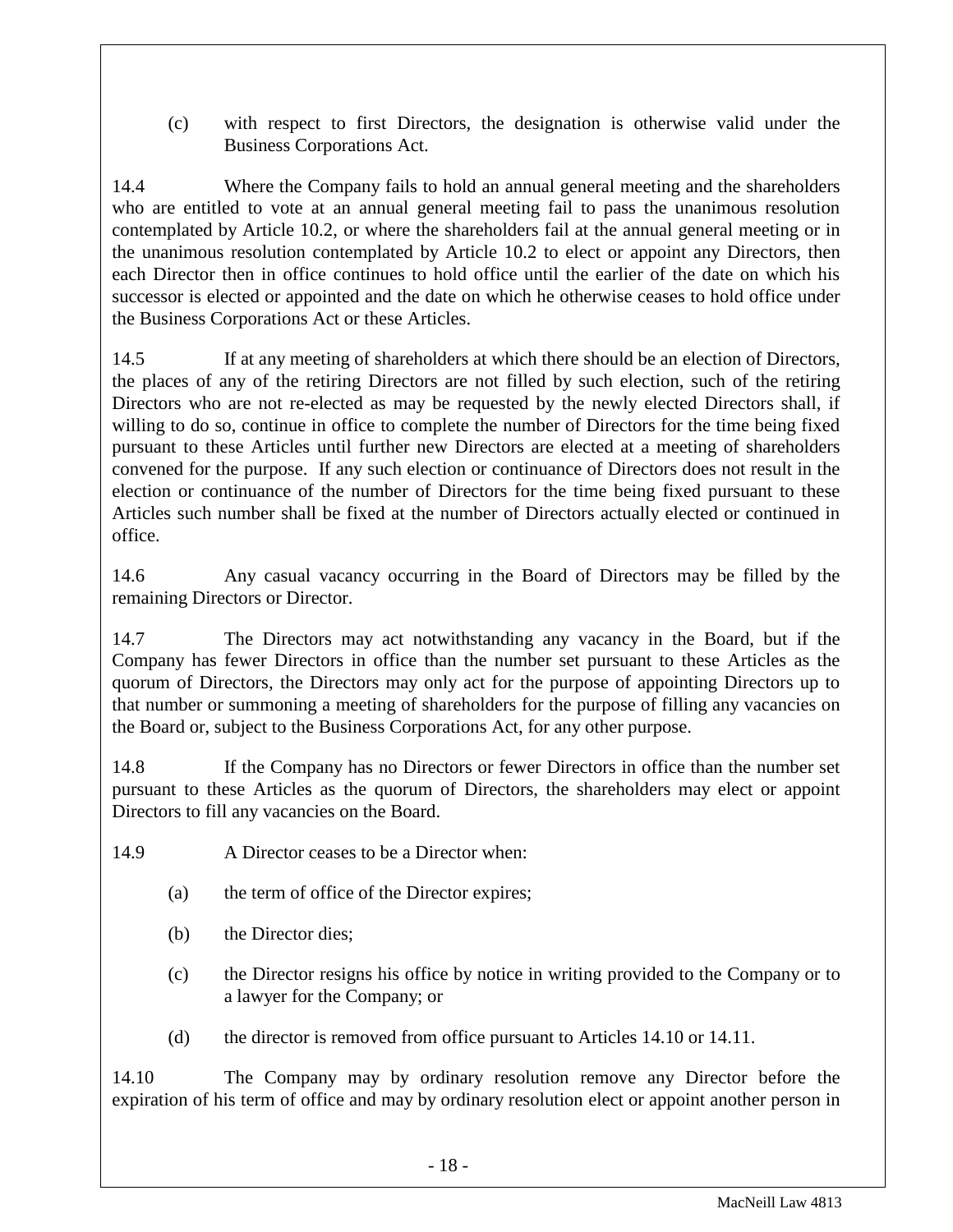(c) with respect to first Directors, the designation is otherwise valid under the Business Corporations Act.

14.4 Where the Company fails to hold an annual general meeting and the shareholders who are entitled to vote at an annual general meeting fail to pass the unanimous resolution contemplated by Article 10.2, or where the shareholders fail at the annual general meeting or in the unanimous resolution contemplated by Article 10.2 to elect or appoint any Directors, then each Director then in office continues to hold office until the earlier of the date on which his successor is elected or appointed and the date on which he otherwise ceases to hold office under the Business Corporations Act or these Articles.

14.5 If at any meeting of shareholders at which there should be an election of Directors, the places of any of the retiring Directors are not filled by such election, such of the retiring Directors who are not re-elected as may be requested by the newly elected Directors shall, if willing to do so, continue in office to complete the number of Directors for the time being fixed pursuant to these Articles until further new Directors are elected at a meeting of shareholders convened for the purpose. If any such election or continuance of Directors does not result in the election or continuance of the number of Directors for the time being fixed pursuant to these Articles such number shall be fixed at the number of Directors actually elected or continued in office.

14.6 Any casual vacancy occurring in the Board of Directors may be filled by the remaining Directors or Director.

14.7 The Directors may act notwithstanding any vacancy in the Board, but if the Company has fewer Directors in office than the number set pursuant to these Articles as the quorum of Directors, the Directors may only act for the purpose of appointing Directors up to that number or summoning a meeting of shareholders for the purpose of filling any vacancies on the Board or, subject to the Business Corporations Act, for any other purpose.

14.8 If the Company has no Directors or fewer Directors in office than the number set pursuant to these Articles as the quorum of Directors, the shareholders may elect or appoint Directors to fill any vacancies on the Board.

14.9 A Director ceases to be a Director when:

(a) the term of office of the Director expires;

(b) the Director dies;

(c) the Director resigns his office by notice in writing provided to the Company or to a lawyer for the Company; or

(d) the director is removed from office pursuant to Articles 14.10 or 14.11.

14.10 The Company may by ordinary resolution remove any Director before the expiration of his term of office and may by ordinary resolution elect or appoint another person in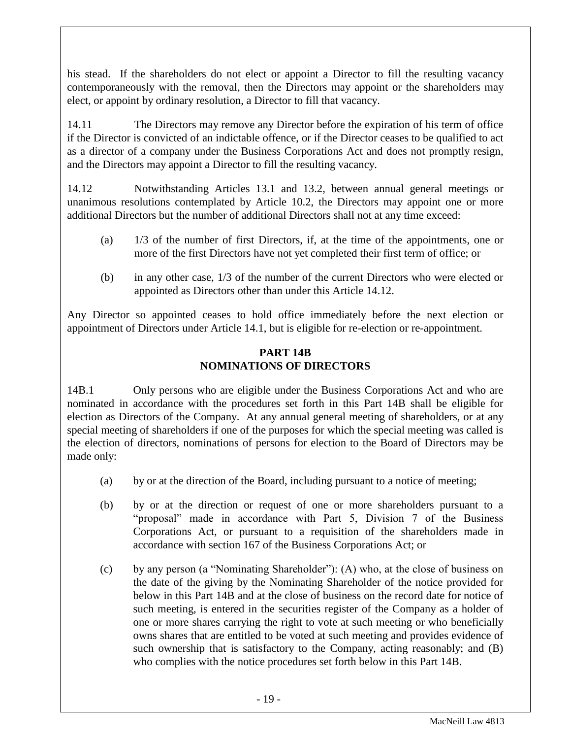his stead. If the shareholders do not elect or appoint a Director to fill the resulting vacancy contemporaneously with the removal, then the Directors may appoint or the shareholders may elect, or appoint by ordinary resolution, a Director to fill that vacancy.

14.11 The Directors may remove any Director before the expiration of his term of office if the Director is convicted of an indictable offence, or if the Director ceases to be qualified to act as a director of a company under the Business Corporations Act and does not promptly resign, and the Directors may appoint a Director to fill the resulting vacancy.

14.12 Notwithstanding Articles 13.1 and 13.2, between annual general meetings or unanimous resolutions contemplated by Article 10.2, the Directors may appoint one or more additional Directors but the number of additional Directors shall not at any time exceed:

(a) 1/3 of the number of first Directors, if, at the time of the appointments, one or more of the first Directors have not yet completed their first term of office; or

(b) in any other case, 1/3 of the number of the current Directors who were elected or appointed as Directors other than under this Article 14.12.

Any Director so appointed ceases to hold office immediately before the next election or appointment of Directors under Article 14.1, but is eligible for re-election or re-appointment.

## PART 14B
## NOMINATIONS OF DIRECTORS

14B.1 Only persons who are eligible under the Business Corporations Act and who are nominated in accordance with the procedures set forth in this Part 14B shall be eligible for election as Directors of the Company. At any annual general meeting of shareholders, or at any special meeting of shareholders if one of the purposes for which the special meeting was called is the election of directors, nominations of persons for election to the Board of Directors may be made only:

(a) by or at the direction of the Board, including pursuant to a notice of meeting;

(b) by or at the direction or request of one or more shareholders pursuant to a "proposal" made in accordance with Part 5, Division 7 of the Business Corporations Act, or pursuant to a requisition of the shareholders made in accordance with section 167 of the Business Corporations Act; or

(c) by any person (a "Nominating Shareholder"): (A) who, at the close of business on the date of the giving by the Nominating Shareholder of the notice provided for below in this Part 14B and at the close of business on the record date for notice of such meeting, is entered in the securities register of the Company as a holder of one or more shares carrying the right to vote at such meeting or who beneficially owns shares that are entitled to be voted at such meeting and provides evidence of such ownership that is satisfactory to the Company, acting reasonably; and (B) who complies with the notice procedures set forth below in this Part 14B.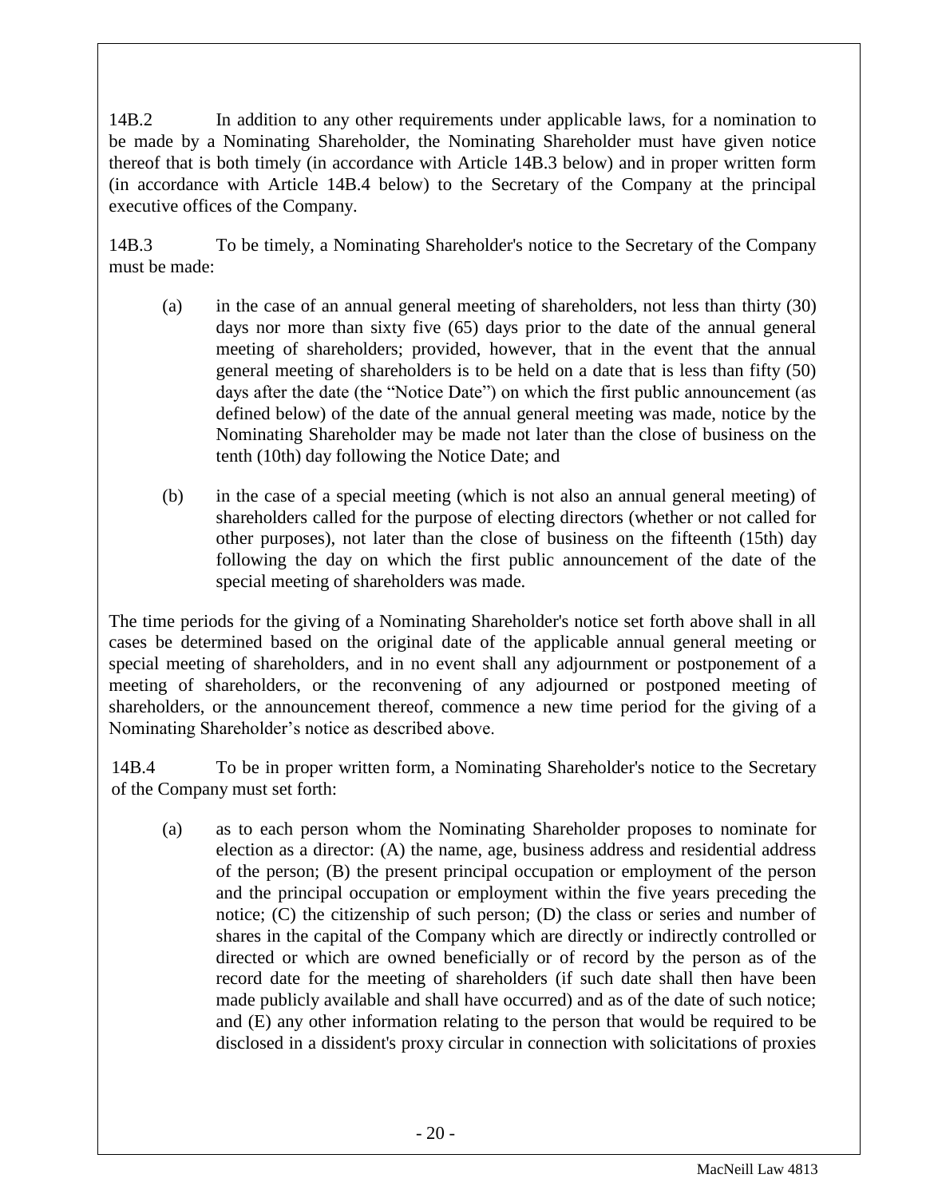14B.2 In addition to any other requirements under applicable laws, for a nomination to be made by a Nominating Shareholder, the Nominating Shareholder must have given notice thereof that is both timely (in accordance with Article 14B.3 below) and in proper written form (in accordance with Article 14B.4 below) to the Secretary of the Company at the principal executive offices of the Company.

14B.3 To be timely, a Nominating Shareholder's notice to the Secretary of the Company must be made:

(a) in the case of an annual general meeting of shareholders, not less than thirty (30) days nor more than sixty five (65) days prior to the date of the annual general meeting of shareholders; provided, however, that in the event that the annual general meeting of shareholders is to be held on a date that is less than fifty (50) days after the date (the "Notice Date") on which the first public announcement (as defined below) of the date of the annual general meeting was made, notice by the Nominating Shareholder may be made not later than the close of business on the tenth (10th) day following the Notice Date; and

(b) in the case of a special meeting (which is not also an annual general meeting) of shareholders called for the purpose of electing directors (whether or not called for other purposes), not later than the close of business on the fifteenth (15th) day following the day on which the first public announcement of the date of the special meeting of shareholders was made.

The time periods for the giving of a Nominating Shareholder's notice set forth above shall in all cases be determined based on the original date of the applicable annual general meeting or special meeting of shareholders, and in no event shall any adjournment or postponement of a meeting of shareholders, or the reconvening of any adjourned or postponed meeting of shareholders, or the announcement thereof, commence a new time period for the giving of a Nominating Shareholder's notice as described above.

14B.4 To be in proper written form, a Nominating Shareholder's notice to the Secretary of the Company must set forth:

(a) as to each person whom the Nominating Shareholder proposes to nominate for election as a director: (A) the name, age, business address and residential address of the person; (B) the present principal occupation or employment of the person and the principal occupation or employment within the five years preceding the notice; (C) the citizenship of such person; (D) the class or series and number of shares in the capital of the Company which are directly or indirectly controlled or directed or which are owned beneficially or of record by the person as of the record date for the meeting of shareholders (if such date shall then have been made publicly available and shall have occurred) and as of the date of such notice; and (E) any other information relating to the person that would be required to be disclosed in a dissident's proxy circular in connection with solicitations of proxies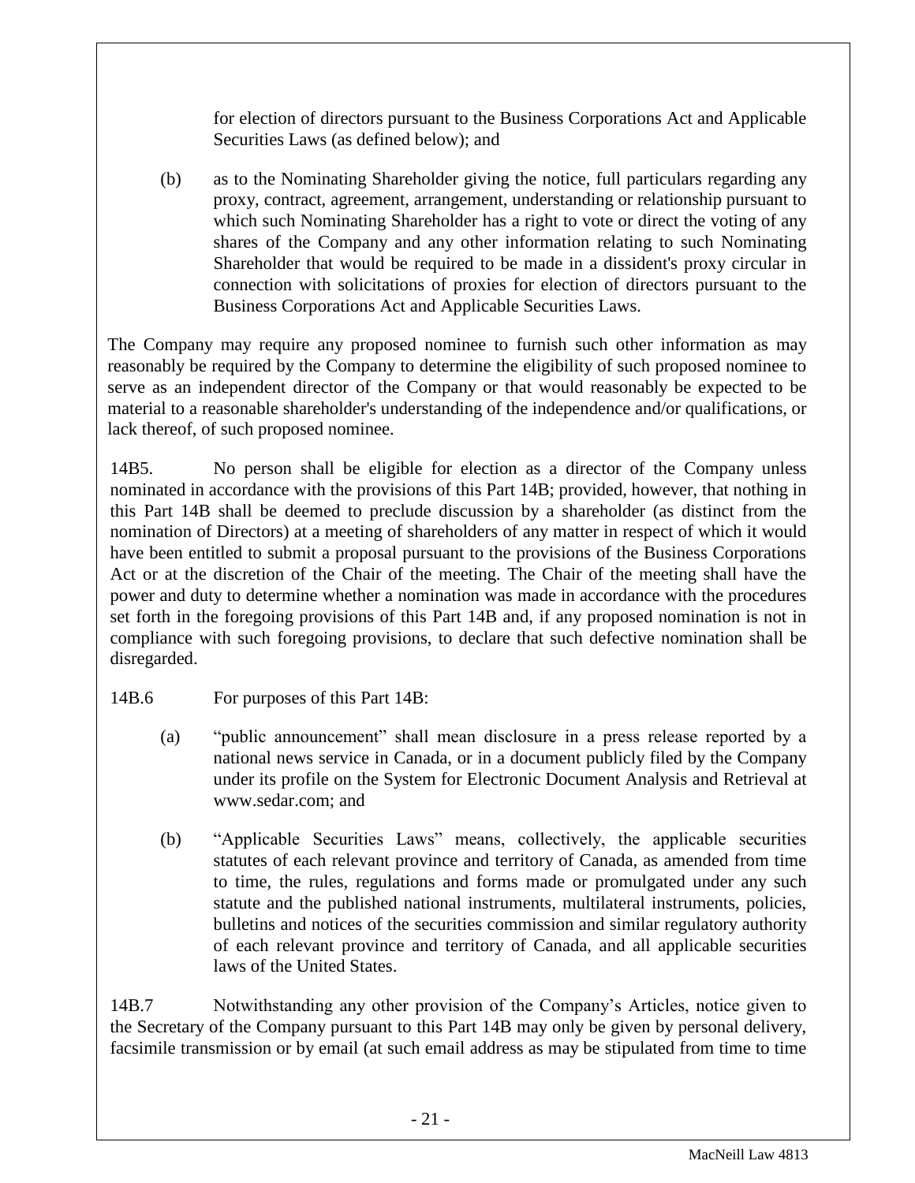for election of directors pursuant to the Business Corporations Act and Applicable Securities Laws (as defined below); and

(b) as to the Nominating Shareholder giving the notice, full particulars regarding any proxy, contract, agreement, arrangement, understanding or relationship pursuant to which such Nominating Shareholder has a right to vote or direct the voting of any shares of the Company and any other information relating to such Nominating Shareholder that would be required to be made in a dissident's proxy circular in connection with solicitations of proxies for election of directors pursuant to the Business Corporations Act and Applicable Securities Laws.

The Company may require any proposed nominee to furnish such other information as may reasonably be required by the Company to determine the eligibility of such proposed nominee to serve as an independent director of the Company or that would reasonably be expected to be material to a reasonable shareholder's understanding of the independence and/or qualifications, or lack thereof, of such proposed nominee.

14B5. No person shall be eligible for election as a director of the Company unless nominated in accordance with the provisions of this Part 14B; provided, however, that nothing in this Part 14B shall be deemed to preclude discussion by a shareholder (as distinct from the nomination of Directors) at a meeting of shareholders of any matter in respect of which it would have been entitled to submit a proposal pursuant to the provisions of the Business Corporations Act or at the discretion of the Chair of the meeting. The Chair of the meeting shall have the power and duty to determine whether a nomination was made in accordance with the procedures set forth in the foregoing provisions of this Part 14B and, if any proposed nomination is not in compliance with such foregoing provisions, to declare that such defective nomination shall be disregarded.

14B.6 For purposes of this Part 14B:

(a) "public announcement" shall mean disclosure in a press release reported by a national news service in Canada, or in a document publicly filed by the Company under its profile on the System for Electronic Document Analysis and Retrieval at www.sedar.com; and

(b) "Applicable Securities Laws" means, collectively, the applicable securities statutes of each relevant province and territory of Canada, as amended from time to time, the rules, regulations and forms made or promulgated under any such statute and the published national instruments, multilateral instruments, policies, bulletins and notices of the securities commission and similar regulatory authority of each relevant province and territory of Canada, and all applicable securities laws of the United States.

14B.7 Notwithstanding any other provision of the Company's Articles, notice given to the Secretary of the Company pursuant to this Part 14B may only be given by personal delivery, facsimile transmission or by email (at such email address as may be stipulated from time to time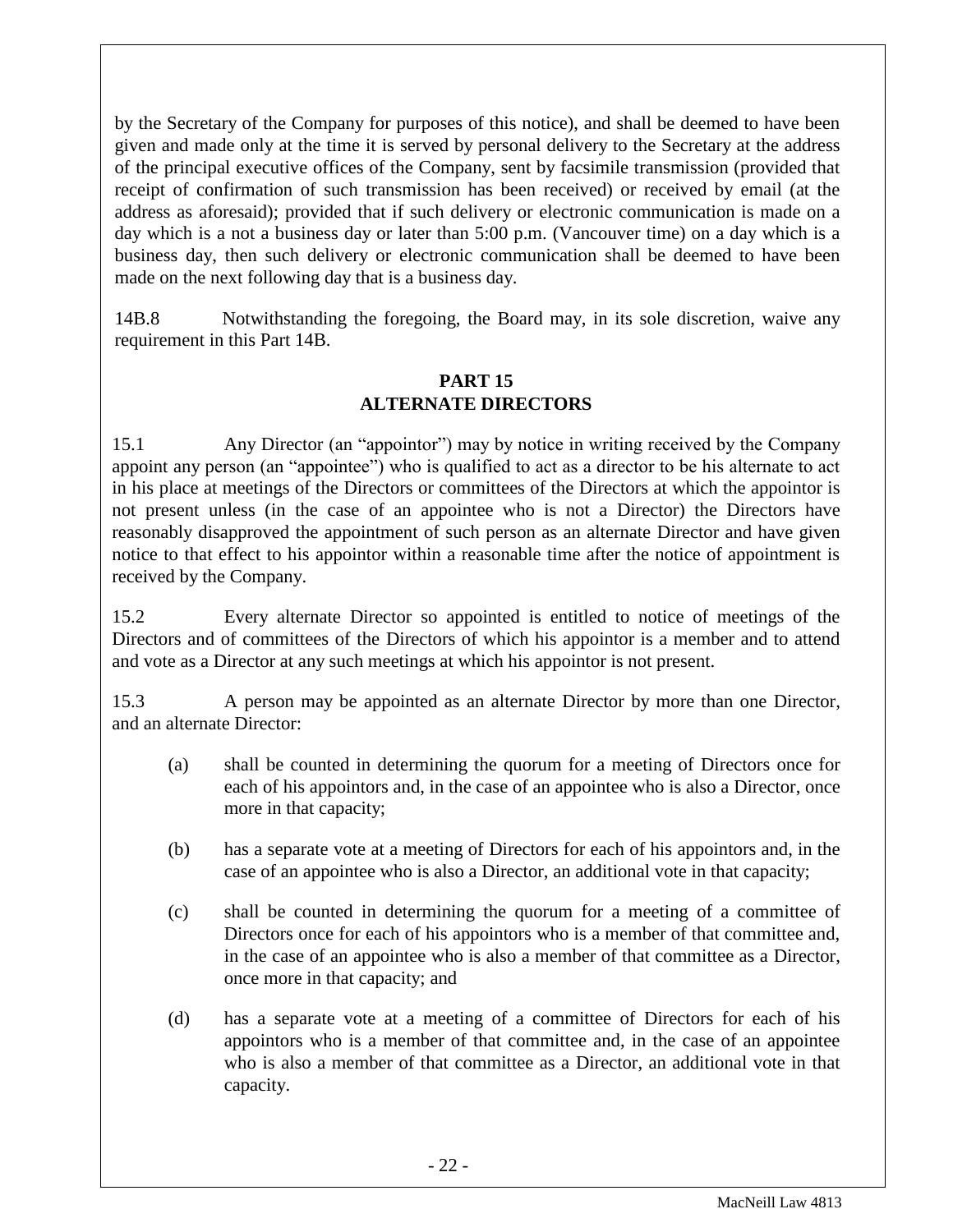by the Secretary of the Company for purposes of this notice), and shall be deemed to have been given and made only at the time it is served by personal delivery to the Secretary at the address of the principal executive offices of the Company, sent by facsimile transmission (provided that receipt of confirmation of such transmission has been received) or received by email (at the address as aforesaid); provided that if such delivery or electronic communication is made on a day which is a not a business day or later than 5:00 p.m. (Vancouver time) on a day which is a business day, then such delivery or electronic communication shall be deemed to have been made on the next following day that is a business day.

14B.8 Notwithstanding the foregoing, the Board may, in its sole discretion, waive any requirement in this Part 14B.

## PART 15
## ALTERNATE DIRECTORS

15.1 Any Director (an "appointor") may by notice in writing received by the Company appoint any person (an "appointee") who is qualified to act as a director to be his alternate to act in his place at meetings of the Directors or committees of the Directors at which the appointor is not present unless (in the case of an appointee who is not a Director) the Directors have reasonably disapproved the appointment of such person as an alternate Director and have given notice to that effect to his appointor within a reasonable time after the notice of appointment is received by the Company.

15.2 Every alternate Director so appointed is entitled to notice of meetings of the Directors and of committees of the Directors of which his appointor is a member and to attend and vote as a Director at any such meetings at which his appointor is not present.

15.3 A person may be appointed as an alternate Director by more than one Director, and an alternate Director:

(a) shall be counted in determining the quorum for a meeting of Directors once for each of his appointors and, in the case of an appointee who is also a Director, once more in that capacity;

(b) has a separate vote at a meeting of Directors for each of his appointors and, in the case of an appointee who is also a Director, an additional vote in that capacity;

(c) shall be counted in determining the quorum for a meeting of a committee of Directors once for each of his appointors who is a member of that committee and, in the case of an appointee who is also a member of that committee as a Director, once more in that capacity; and

(d) has a separate vote at a meeting of a committee of Directors for each of his appointors who is a member of that committee and, in the case of an appointee who is also a member of that committee as a Director, an additional vote in that capacity.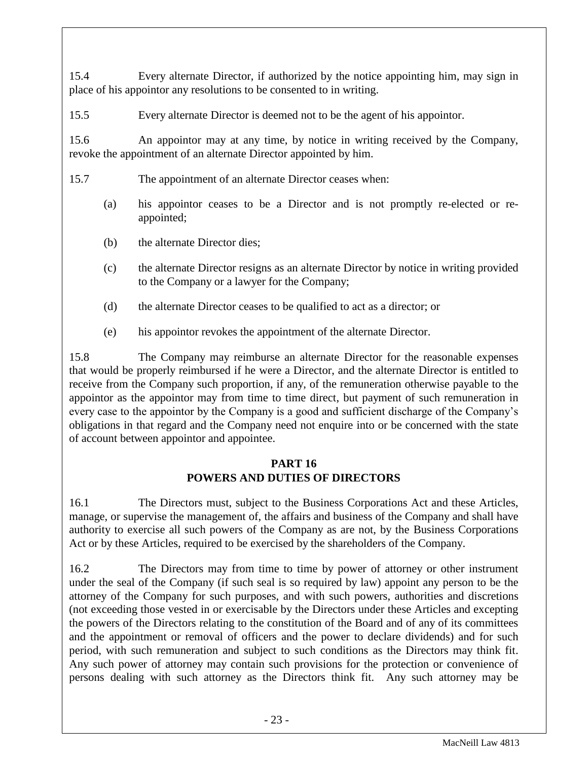15.4 Every alternate Director, if authorized by the notice appointing him, may sign in place of his appointor any resolutions to be consented to in writing.

15.5 Every alternate Director is deemed not to be the agent of his appointor.

15.6 An appointor may at any time, by notice in writing received by the Company, revoke the appointment of an alternate Director appointed by him.

15.7 The appointment of an alternate Director ceases when:

(a) his appointor ceases to be a Director and is not promptly re-elected or re-appointed;

(b) the alternate Director dies;

(c) the alternate Director resigns as an alternate Director by notice in writing provided to the Company or a lawyer for the Company;

(d) the alternate Director ceases to be qualified to act as a director; or

(e) his appointor revokes the appointment of the alternate Director.

15.8 The Company may reimburse an alternate Director for the reasonable expenses that would be properly reimbursed if he were a Director, and the alternate Director is entitled to receive from the Company such proportion, if any, of the remuneration otherwise payable to the appointor as the appointor may from time to time direct, but payment of such remuneration in every case to the appointor by the Company is a good and sufficient discharge of the Company's obligations in that regard and the Company need not enquire into or be concerned with the state of account between appointor and appointee.

## PART 16
## POWERS AND DUTIES OF DIRECTORS

16.1 The Directors must, subject to the Business Corporations Act and these Articles, manage, or supervise the management of, the affairs and business of the Company and shall have authority to exercise all such powers of the Company as are not, by the Business Corporations Act or by these Articles, required to be exercised by the shareholders of the Company.

16.2 The Directors may from time to time by power of attorney or other instrument under the seal of the Company (if such seal is so required by law) appoint any person to be the attorney of the Company for such purposes, and with such powers, authorities and discretions (not exceeding those vested in or exercisable by the Directors under these Articles and excepting the powers of the Directors relating to the constitution of the Board and of any of its committees and the appointment or removal of officers and the power to declare dividends) and for such period, with such remuneration and subject to such conditions as the Directors may think fit. Any such power of attorney may contain such provisions for the protection or convenience of persons dealing with such attorney as the Directors think fit. Any such attorney may be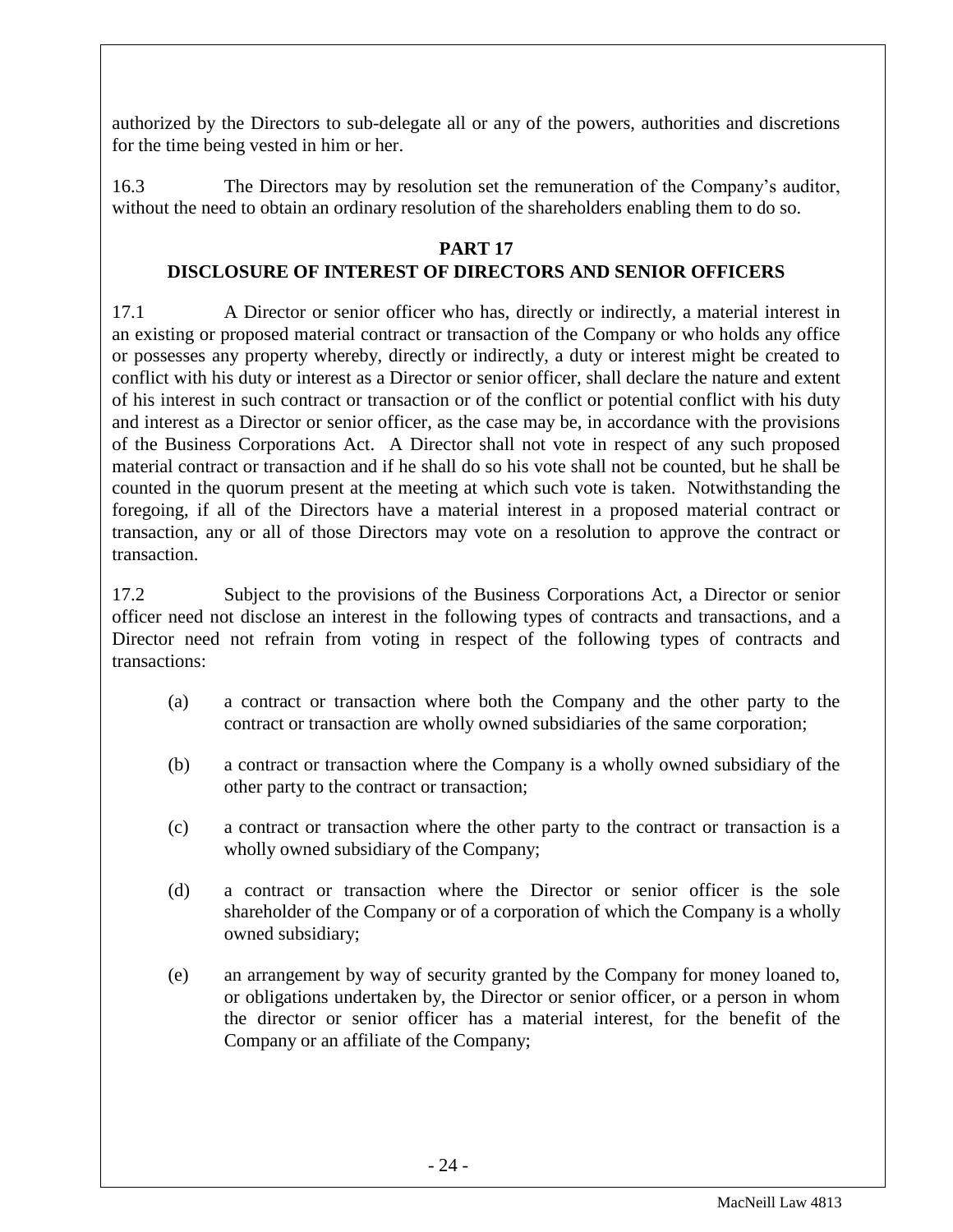authorized by the Directors to sub-delegate all or any of the powers, authorities and discretions for the time being vested in him or her.

16.3 The Directors may by resolution set the remuneration of the Company's auditor, without the need to obtain an ordinary resolution of the shareholders enabling them to do so.

## PART 17
## DISCLOSURE OF INTEREST OF DIRECTORS AND SENIOR OFFICERS

17.1 A Director or senior officer who has, directly or indirectly, a material interest in an existing or proposed material contract or transaction of the Company or who holds any office or possesses any property whereby, directly or indirectly, a duty or interest might be created to conflict with his duty or interest as a Director or senior officer, shall declare the nature and extent of his interest in such contract or transaction or of the conflict or potential conflict with his duty and interest as a Director or senior officer, as the case may be, in accordance with the provisions of the Business Corporations Act. A Director shall not vote in respect of any such proposed material contract or transaction and if he shall do so his vote shall not be counted, but he shall be counted in the quorum present at the meeting at which such vote is taken. Notwithstanding the foregoing, if all of the Directors have a material interest in a proposed material contract or transaction, any or all of those Directors may vote on a resolution to approve the contract or transaction.

17.2 Subject to the provisions of the Business Corporations Act, a Director or senior officer need not disclose an interest in the following types of contracts and transactions, and a Director need not refrain from voting in respect of the following types of contracts and transactions:

(a) a contract or transaction where both the Company and the other party to the contract or transaction are wholly owned subsidiaries of the same corporation;

(b) a contract or transaction where the Company is a wholly owned subsidiary of the other party to the contract or transaction;

(c) a contract or transaction where the other party to the contract or transaction is a wholly owned subsidiary of the Company;

(d) a contract or transaction where the Director or senior officer is the sole shareholder of the Company or of a corporation of which the Company is a wholly owned subsidiary;

(e) an arrangement by way of security granted by the Company for money loaned to, or obligations undertaken by, the Director or senior officer, or a person in whom the director or senior officer has a material interest, for the benefit of the Company or an affiliate of the Company;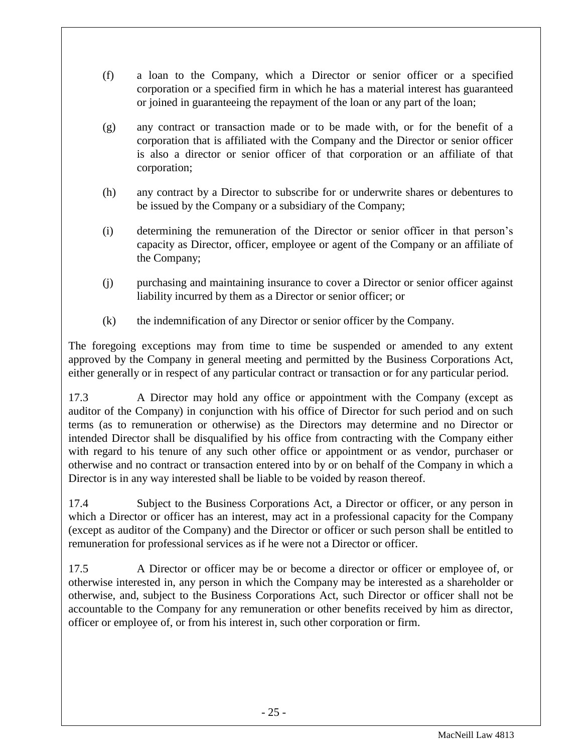(f) a loan to the Company, which a Director or senior officer or a specified corporation or a specified firm in which he has a material interest has guaranteed or joined in guaranteeing the repayment of the loan or any part of the loan;

(g) any contract or transaction made or to be made with, or for the benefit of a corporation that is affiliated with the Company and the Director or senior officer is also a director or senior officer of that corporation or an affiliate of that corporation;

(h) any contract by a Director to subscribe for or underwrite shares or debentures to be issued by the Company or a subsidiary of the Company;

(i) determining the remuneration of the Director or senior officer in that person's capacity as Director, officer, employee or agent of the Company or an affiliate of the Company;

(j) purchasing and maintaining insurance to cover a Director or senior officer against liability incurred by them as a Director or senior officer; or

(k) the indemnification of any Director or senior officer by the Company.

The foregoing exceptions may from time to time be suspended or amended to any extent approved by the Company in general meeting and permitted by the Business Corporations Act, either generally or in respect of any particular contract or transaction or for any particular period.

17.3 A Director may hold any office or appointment with the Company (except as auditor of the Company) in conjunction with his office of Director for such period and on such terms (as to remuneration or otherwise) as the Directors may determine and no Director or intended Director shall be disqualified by his office from contracting with the Company either with regard to his tenure of any such other office or appointment or as vendor, purchaser or otherwise and no contract or transaction entered into by or on behalf of the Company in which a Director is in any way interested shall be liable to be voided by reason thereof.

17.4 Subject to the Business Corporations Act, a Director or officer, or any person in which a Director or officer has an interest, may act in a professional capacity for the Company (except as auditor of the Company) and the Director or officer or such person shall be entitled to remuneration for professional services as if he were not a Director or officer.

17.5 A Director or officer may be or become a director or officer or employee of, or otherwise interested in, any person in which the Company may be interested as a shareholder or otherwise, and, subject to the Business Corporations Act, such Director or officer shall not be accountable to the Company for any remuneration or other benefits received by him as director, officer or employee of, or from his interest in, such other corporation or firm.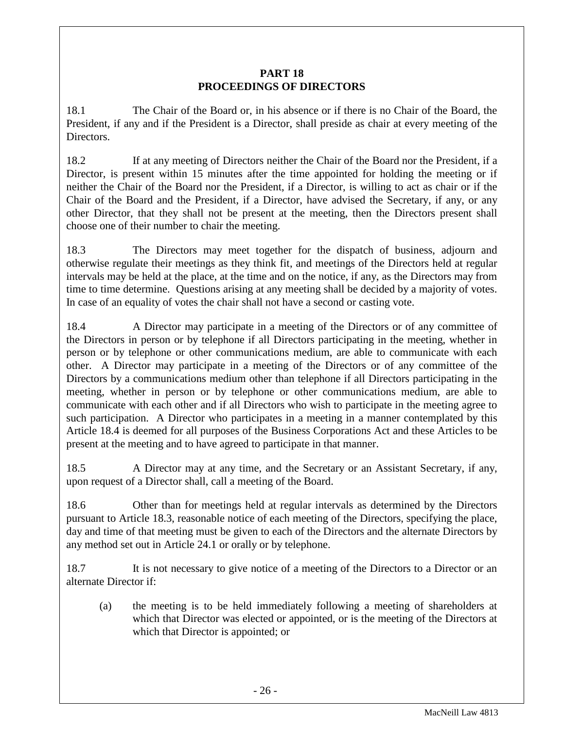## PART 18
## PROCEEDINGS OF DIRECTORS

18.1 The Chair of the Board or, in his absence or if there is no Chair of the Board, the President, if any and if the President is a Director, shall preside as chair at every meeting of the Directors.

18.2 If at any meeting of Directors neither the Chair of the Board nor the President, if a Director, is present within 15 minutes after the time appointed for holding the meeting or if neither the Chair of the Board nor the President, if a Director, is willing to act as chair or if the Chair of the Board and the President, if a Director, have advised the Secretary, if any, or any other Director, that they shall not be present at the meeting, then the Directors present shall choose one of their number to chair the meeting.

18.3 The Directors may meet together for the dispatch of business, adjourn and otherwise regulate their meetings as they think fit, and meetings of the Directors held at regular intervals may be held at the place, at the time and on the notice, if any, as the Directors may from time to time determine. Questions arising at any meeting shall be decided by a majority of votes. In case of an equality of votes the chair shall not have a second or casting vote.

18.4 A Director may participate in a meeting of the Directors or of any committee of the Directors in person or by telephone if all Directors participating in the meeting, whether in person or by telephone or other communications medium, are able to communicate with each other. A Director may participate in a meeting of the Directors or of any committee of the Directors by a communications medium other than telephone if all Directors participating in the meeting, whether in person or by telephone or other communications medium, are able to communicate with each other and if all Directors who wish to participate in the meeting agree to such participation. A Director who participates in a meeting in a manner contemplated by this Article 18.4 is deemed for all purposes of the Business Corporations Act and these Articles to be present at the meeting and to have agreed to participate in that manner.

18.5 A Director may at any time, and the Secretary or an Assistant Secretary, if any, upon request of a Director shall, call a meeting of the Board.

18.6 Other than for meetings held at regular intervals as determined by the Directors pursuant to Article 18.3, reasonable notice of each meeting of the Directors, specifying the place, day and time of that meeting must be given to each of the Directors and the alternate Directors by any method set out in Article 24.1 or orally or by telephone.

18.7 It is not necessary to give notice of a meeting of the Directors to a Director or an alternate Director if:

(a) the meeting is to be held immediately following a meeting of shareholders at which that Director was elected or appointed, or is the meeting of the Directors at which that Director is appointed; or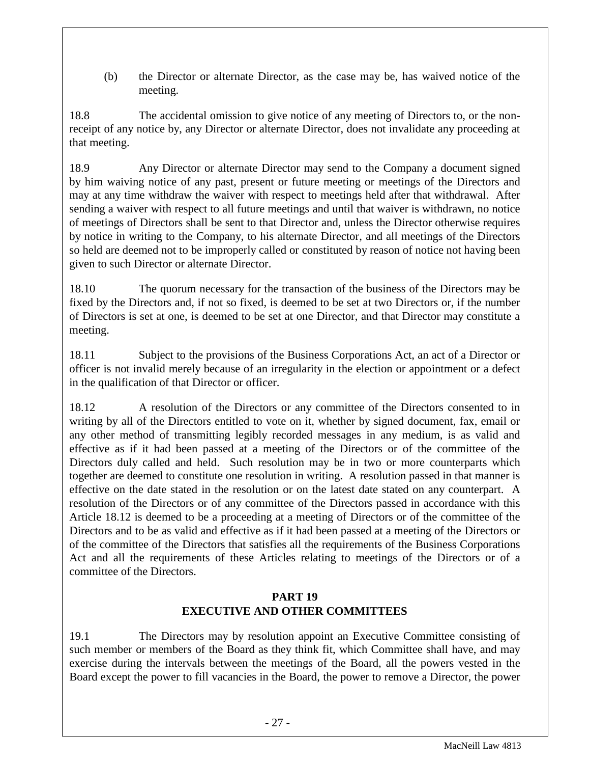(b) the Director or alternate Director, as the case may be, has waived notice of the meeting.

18.8 The accidental omission to give notice of any meeting of Directors to, or the non-receipt of any notice by, any Director or alternate Director, does not invalidate any proceeding at that meeting.

18.9 Any Director or alternate Director may send to the Company a document signed by him waiving notice of any past, present or future meeting or meetings of the Directors and may at any time withdraw the waiver with respect to meetings held after that withdrawal. After sending a waiver with respect to all future meetings and until that waiver is withdrawn, no notice of meetings of Directors shall be sent to that Director and, unless the Director otherwise requires by notice in writing to the Company, to his alternate Director, and all meetings of the Directors so held are deemed not to be improperly called or constituted by reason of notice not having been given to such Director or alternate Director.

18.10 The quorum necessary for the transaction of the business of the Directors may be fixed by the Directors and, if not so fixed, is deemed to be set at two Directors or, if the number of Directors is set at one, is deemed to be set at one Director, and that Director may constitute a meeting.

18.11 Subject to the provisions of the Business Corporations Act, an act of a Director or officer is not invalid merely because of an irregularity in the election or appointment or a defect in the qualification of that Director or officer.

18.12 A resolution of the Directors or any committee of the Directors consented to in writing by all of the Directors entitled to vote on it, whether by signed document, fax, email or any other method of transmitting legibly recorded messages in any medium, is as valid and effective as if it had been passed at a meeting of the Directors or of the committee of the Directors duly called and held. Such resolution may be in two or more counterparts which together are deemed to constitute one resolution in writing. A resolution passed in that manner is effective on the date stated in the resolution or on the latest date stated on any counterpart. A resolution of the Directors or of any committee of the Directors passed in accordance with this Article 18.12 is deemed to be a proceeding at a meeting of Directors or of the committee of the Directors and to be as valid and effective as if it had been passed at a meeting of the Directors or of the committee of the Directors that satisfies all the requirements of the Business Corporations Act and all the requirements of these Articles relating to meetings of the Directors or of a committee of the Directors.

## PART 19
## EXECUTIVE AND OTHER COMMITTEES

19.1 The Directors may by resolution appoint an Executive Committee consisting of such member or members of the Board as they think fit, which Committee shall have, and may exercise during the intervals between the meetings of the Board, all the powers vested in the Board except the power to fill vacancies in the Board, the power to remove a Director, the power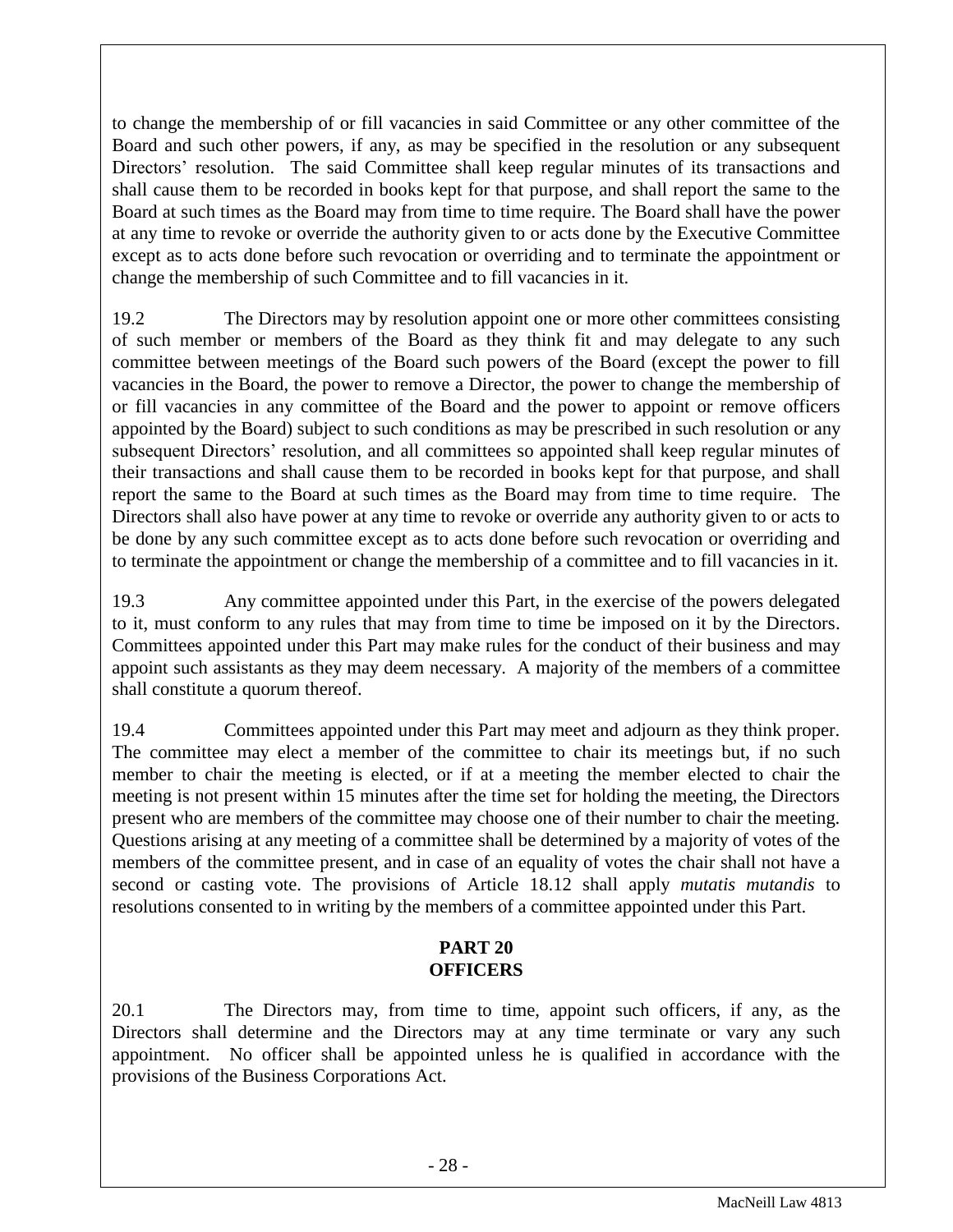to change the membership of or fill vacancies in said Committee or any other committee of the Board and such other powers, if any, as may be specified in the resolution or any subsequent Directors' resolution. The said Committee shall keep regular minutes of its transactions and shall cause them to be recorded in books kept for that purpose, and shall report the same to the Board at such times as the Board may from time to time require. The Board shall have the power at any time to revoke or override the authority given to or acts done by the Executive Committee except as to acts done before such revocation or overriding and to terminate the appointment or change the membership of such Committee and to fill vacancies in it.

19.2 The Directors may by resolution appoint one or more other committees consisting of such member or members of the Board as they think fit and may delegate to any such committee between meetings of the Board such powers of the Board (except the power to fill vacancies in the Board, the power to remove a Director, the power to change the membership of or fill vacancies in any committee of the Board and the power to appoint or remove officers appointed by the Board) subject to such conditions as may be prescribed in such resolution or any subsequent Directors' resolution, and all committees so appointed shall keep regular minutes of their transactions and shall cause them to be recorded in books kept for that purpose, and shall report the same to the Board at such times as the Board may from time to time require. The Directors shall also have power at any time to revoke or override any authority given to or acts to be done by any such committee except as to acts done before such revocation or overriding and to terminate the appointment or change the membership of a committee and to fill vacancies in it.

19.3 Any committee appointed under this Part, in the exercise of the powers delegated to it, must conform to any rules that may from time to time be imposed on it by the Directors. Committees appointed under this Part may make rules for the conduct of their business and may appoint such assistants as they may deem necessary. A majority of the members of a committee shall constitute a quorum thereof.

19.4 Committees appointed under this Part may meet and adjourn as they think proper. The committee may elect a member of the committee to chair its meetings but, if no such member to chair the meeting is elected, or if at a meeting the member elected to chair the meeting is not present within 15 minutes after the time set for holding the meeting, the Directors present who are members of the committee may choose one of their number to chair the meeting. Questions arising at any meeting of a committee shall be determined by a majority of votes of the members of the committee present, and in case of an equality of votes the chair shall not have a second or casting vote. The provisions of Article 18.12 shall apply *mutatis mutandis* to resolutions consented to in writing by the members of a committee appointed under this Part.

## PART 20
## OFFICERS

20.1 The Directors may, from time to time, appoint such officers, if any, as the Directors shall determine and the Directors may at any time terminate or vary any such appointment. No officer shall be appointed unless he is qualified in accordance with the provisions of the Business Corporations Act.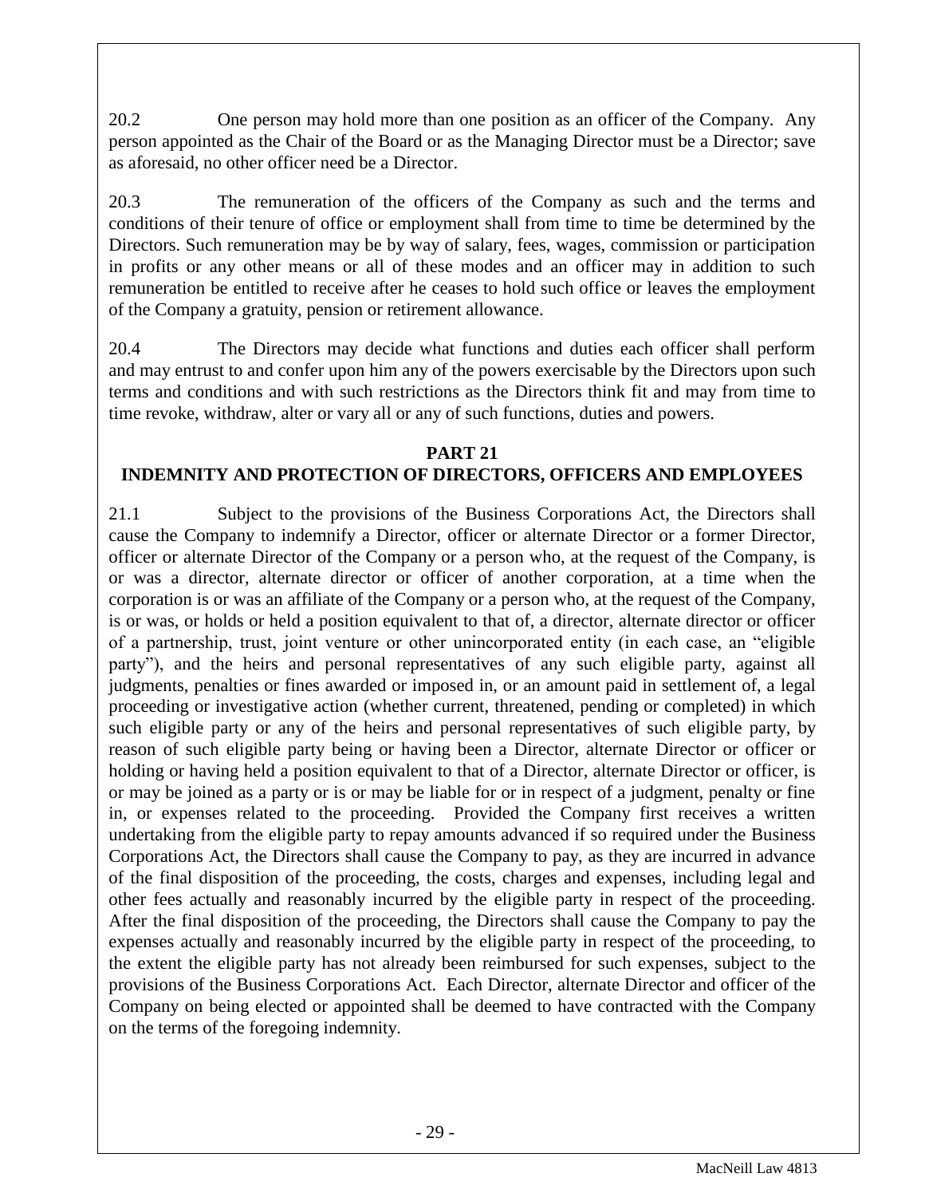20.2 One person may hold more than one position as an officer of the Company. Any person appointed as the Chair of the Board or as the Managing Director must be a Director; save as aforesaid, no other officer need be a Director.

20.3 The remuneration of the officers of the Company as such and the terms and conditions of their tenure of office or employment shall from time to time be determined by the Directors. Such remuneration may be by way of salary, fees, wages, commission or participation in profits or any other means or all of these modes and an officer may in addition to such remuneration be entitled to receive after he ceases to hold such office or leaves the employment of the Company a gratuity, pension or retirement allowance.

20.4 The Directors may decide what functions and duties each officer shall perform and may entrust to and confer upon him any of the powers exercisable by the Directors upon such terms and conditions and with such restrictions as the Directors think fit and may from time to time revoke, withdraw, alter or vary all or any of such functions, duties and powers.

## PART 21
## INDEMNITY AND PROTECTION OF DIRECTORS, OFFICERS AND EMPLOYEES

21.1 Subject to the provisions of the Business Corporations Act, the Directors shall cause the Company to indemnify a Director, officer or alternate Director or a former Director, officer or alternate Director of the Company or a person who, at the request of the Company, is or was a director, alternate director or officer of another corporation, at a time when the corporation is or was an affiliate of the Company or a person who, at the request of the Company, is or was, or holds or held a position equivalent to that of, a director, alternate director or officer of a partnership, trust, joint venture or other unincorporated entity (in each case, an "eligible party"), and the heirs and personal representatives of any such eligible party, against all judgments, penalties or fines awarded or imposed in, or an amount paid in settlement of, a legal proceeding or investigative action (whether current, threatened, pending or completed) in which such eligible party or any of the heirs and personal representatives of such eligible party, by reason of such eligible party being or having been a Director, alternate Director or officer or holding or having held a position equivalent to that of a Director, alternate Director or officer, is or may be joined as a party or is or may be liable for or in respect of a judgment, penalty or fine in, or expenses related to the proceeding. Provided the Company first receives a written undertaking from the eligible party to repay amounts advanced if so required under the Business Corporations Act, the Directors shall cause the Company to pay, as they are incurred in advance of the final disposition of the proceeding, the costs, charges and expenses, including legal and other fees actually and reasonably incurred by the eligible party in respect of the proceeding. After the final disposition of the proceeding, the Directors shall cause the Company to pay the expenses actually and reasonably incurred by the eligible party in respect of the proceeding, to the extent the eligible party has not already been reimbursed for such expenses, subject to the provisions of the Business Corporations Act. Each Director, alternate Director and officer of the Company on being elected or appointed shall be deemed to have contracted with the Company on the terms of the foregoing indemnity.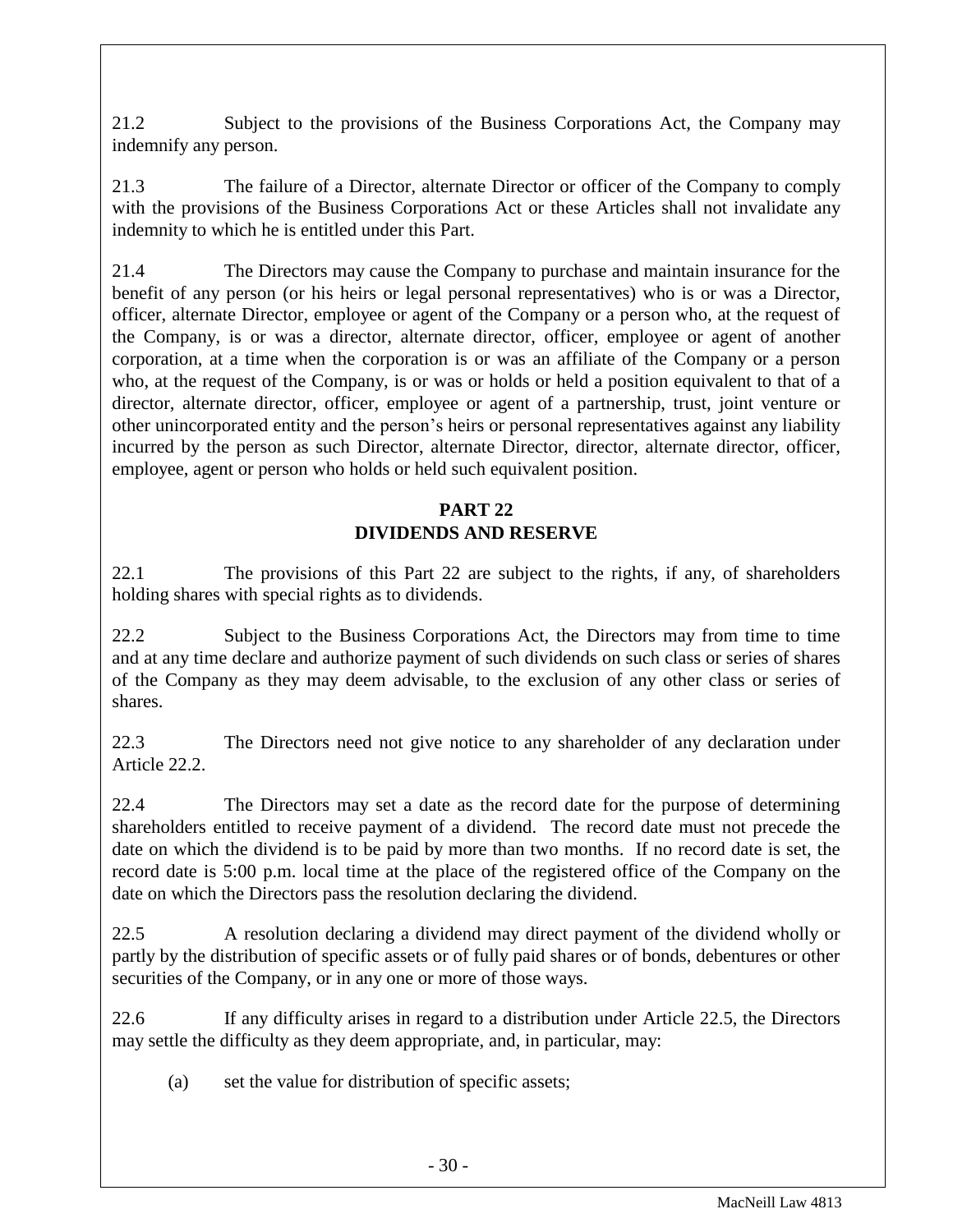21.2 Subject to the provisions of the Business Corporations Act, the Company may indemnify any person.

21.3 The failure of a Director, alternate Director or officer of the Company to comply with the provisions of the Business Corporations Act or these Articles shall not invalidate any indemnity to which he is entitled under this Part.

21.4 The Directors may cause the Company to purchase and maintain insurance for the benefit of any person (or his heirs or legal personal representatives) who is or was a Director, officer, alternate Director, employee or agent of the Company or a person who, at the request of the Company, is or was a director, alternate director, officer, employee or agent of another corporation, at a time when the corporation is or was an affiliate of the Company or a person who, at the request of the Company, is or was or holds or held a position equivalent to that of a director, alternate director, officer, employee or agent of a partnership, trust, joint venture or other unincorporated entity and the person's heirs or personal representatives against any liability incurred by the person as such Director, alternate Director, director, alternate director, officer, employee, agent or person who holds or held such equivalent position.

## PART 22
## DIVIDENDS AND RESERVE

22.1 The provisions of this Part 22 are subject to the rights, if any, of shareholders holding shares with special rights as to dividends.

22.2 Subject to the Business Corporations Act, the Directors may from time to time and at any time declare and authorize payment of such dividends on such class or series of shares of the Company as they may deem advisable, to the exclusion of any other class or series of shares.

22.3 The Directors need not give notice to any shareholder of any declaration under Article 22.2.

22.4 The Directors may set a date as the record date for the purpose of determining shareholders entitled to receive payment of a dividend. The record date must not precede the date on which the dividend is to be paid by more than two months. If no record date is set, the record date is 5:00 p.m. local time at the place of the registered office of the Company on the date on which the Directors pass the resolution declaring the dividend.

22.5 A resolution declaring a dividend may direct payment of the dividend wholly or partly by the distribution of specific assets or of fully paid shares or of bonds, debentures or other securities of the Company, or in any one or more of those ways.

22.6 If any difficulty arises in regard to a distribution under Article 22.5, the Directors may settle the difficulty as they deem appropriate, and, in particular, may:

(a) set the value for distribution of specific assets;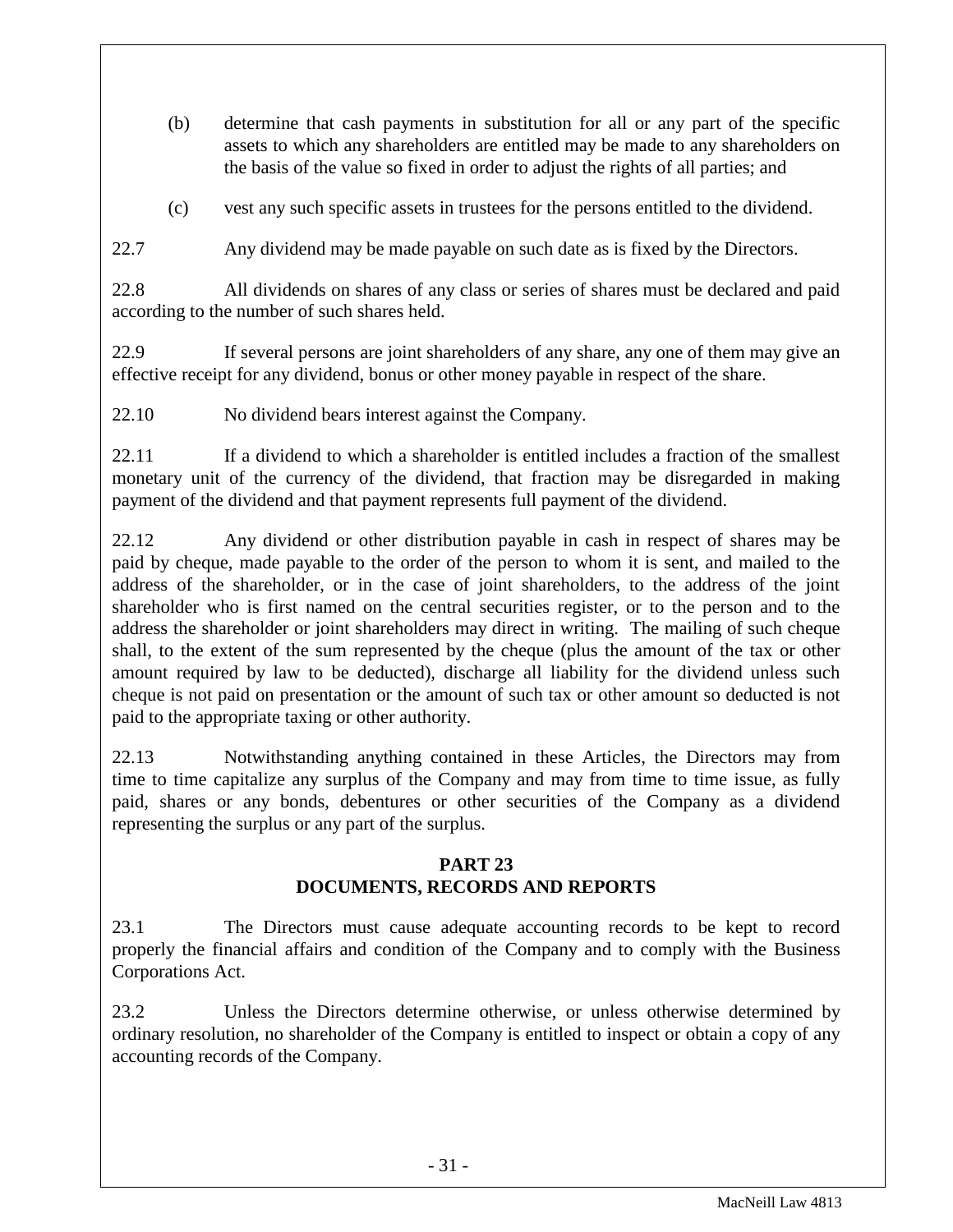(b) determine that cash payments in substitution for all or any part of the specific assets to which any shareholders are entitled may be made to any shareholders on the basis of the value so fixed in order to adjust the rights of all parties; and

(c) vest any such specific assets in trustees for the persons entitled to the dividend.

22.7 Any dividend may be made payable on such date as is fixed by the Directors.

22.8 All dividends on shares of any class or series of shares must be declared and paid according to the number of such shares held.

22.9 If several persons are joint shareholders of any share, any one of them may give an effective receipt for any dividend, bonus or other money payable in respect of the share.

22.10 No dividend bears interest against the Company.

22.11 If a dividend to which a shareholder is entitled includes a fraction of the smallest monetary unit of the currency of the dividend, that fraction may be disregarded in making payment of the dividend and that payment represents full payment of the dividend.

22.12 Any dividend or other distribution payable in cash in respect of shares may be paid by cheque, made payable to the order of the person to whom it is sent, and mailed to the address of the shareholder, or in the case of joint shareholders, to the address of the joint shareholder who is first named on the central securities register, or to the person and to the address the shareholder or joint shareholders may direct in writing. The mailing of such cheque shall, to the extent of the sum represented by the cheque (plus the amount of the tax or other amount required by law to be deducted), discharge all liability for the dividend unless such cheque is not paid on presentation or the amount of such tax or other amount so deducted is not paid to the appropriate taxing or other authority.

22.13 Notwithstanding anything contained in these Articles, the Directors may from time to time capitalize any surplus of the Company and may from time to time issue, as fully paid, shares or any bonds, debentures or other securities of the Company as a dividend representing the surplus or any part of the surplus.

## PART 23
## DOCUMENTS, RECORDS AND REPORTS

23.1 The Directors must cause adequate accounting records to be kept to record properly the financial affairs and condition of the Company and to comply with the Business Corporations Act.

23.2 Unless the Directors determine otherwise, or unless otherwise determined by ordinary resolution, no shareholder of the Company is entitled to inspect or obtain a copy of any accounting records of the Company.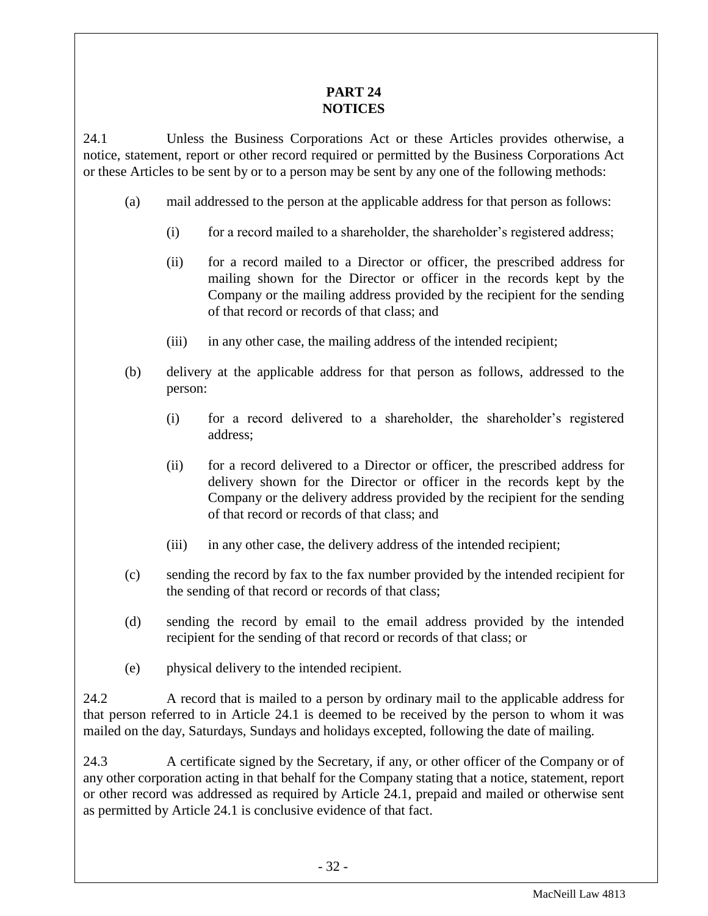# PART 24
# NOTICES

24.1 Unless the Business Corporations Act or these Articles provides otherwise, a notice, statement, report or other record required or permitted by the Business Corporations Act or these Articles to be sent by or to a person may be sent by any one of the following methods:

(a) mail addressed to the person at the applicable address for that person as follows:

(i) for a record mailed to a shareholder, the shareholder's registered address;

(ii) for a record mailed to a Director or officer, the prescribed address for mailing shown for the Director or officer in the records kept by the Company or the mailing address provided by the recipient for the sending of that record or records of that class; and

(iii) in any other case, the mailing address of the intended recipient;

(b) delivery at the applicable address for that person as follows, addressed to the person:

(i) for a record delivered to a shareholder, the shareholder's registered address;

(ii) for a record delivered to a Director or officer, the prescribed address for delivery shown for the Director or officer in the records kept by the Company or the delivery address provided by the recipient for the sending of that record or records of that class; and

(iii) in any other case, the delivery address of the intended recipient;

(c) sending the record by fax to the fax number provided by the intended recipient for the sending of that record or records of that class;

(d) sending the record by email to the email address provided by the intended recipient for the sending of that record or records of that class; or

(e) physical delivery to the intended recipient.

24.2 A record that is mailed to a person by ordinary mail to the applicable address for that person referred to in Article 24.1 is deemed to be received by the person to whom it was mailed on the day, Saturdays, Sundays and holidays excepted, following the date of mailing.

24.3 A certificate signed by the Secretary, if any, or other officer of the Company or of any other corporation acting in that behalf for the Company stating that a notice, statement, report or other record was addressed as required by Article 24.1, prepaid and mailed or otherwise sent as permitted by Article 24.1 is conclusive evidence of that fact.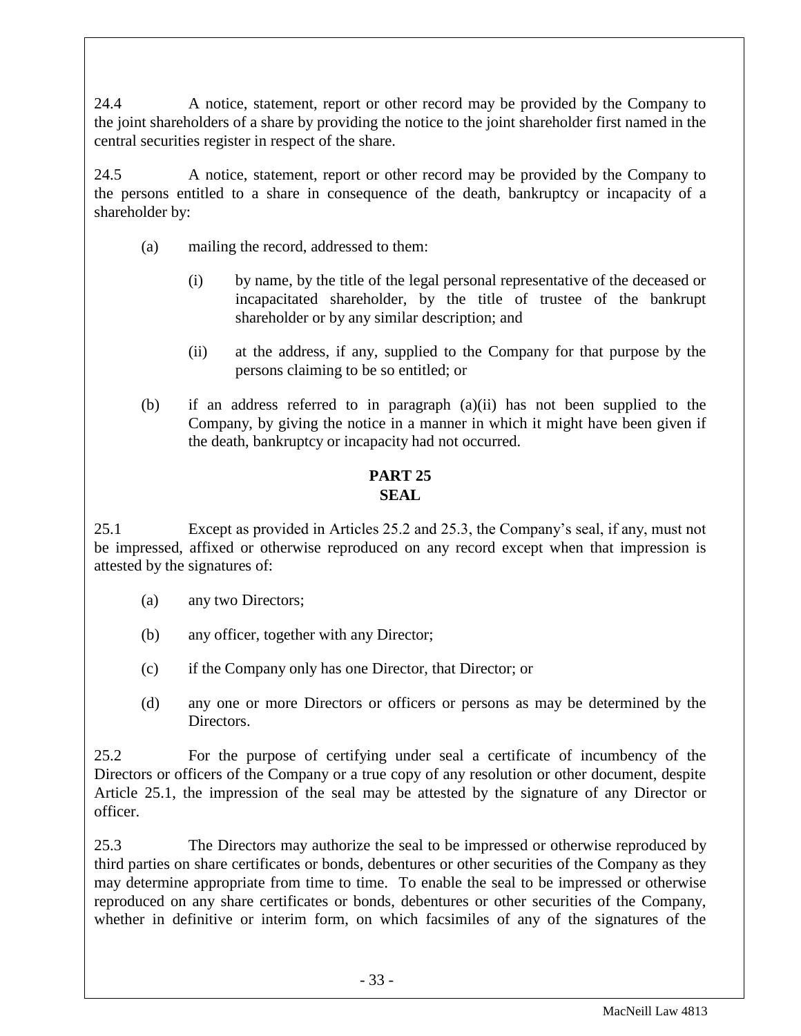24.4 A notice, statement, report or other record may be provided by the Company to the joint shareholders of a share by providing the notice to the joint shareholder first named in the central securities register in respect of the share.

24.5 A notice, statement, report or other record may be provided by the Company to the persons entitled to a share in consequence of the death, bankruptcy or incapacity of a shareholder by:

(a) mailing the record, addressed to them:

(i) by name, by the title of the legal personal representative of the deceased or incapacitated shareholder, by the title of trustee of the bankrupt shareholder or by any similar description; and

(ii) at the address, if any, supplied to the Company for that purpose by the persons claiming to be so entitled; or

(b) if an address referred to in paragraph (a)(ii) has not been supplied to the Company, by giving the notice in a manner in which it might have been given if the death, bankruptcy or incapacity had not occurred.

## PART 25
## SEAL

25.1 Except as provided in Articles 25.2 and 25.3, the Company's seal, if any, must not be impressed, affixed or otherwise reproduced on any record except when that impression is attested by the signatures of:

(a) any two Directors;

(b) any officer, together with any Director;

(c) if the Company only has one Director, that Director; or

(d) any one or more Directors or officers or persons as may be determined by the Directors.

25.2 For the purpose of certifying under seal a certificate of incumbency of the Directors or officers of the Company or a true copy of any resolution or other document, despite Article 25.1, the impression of the seal may be attested by the signature of any Director or officer.

25.3 The Directors may authorize the seal to be impressed or otherwise reproduced by third parties on share certificates or bonds, debentures or other securities of the Company as they may determine appropriate from time to time. To enable the seal to be impressed or otherwise reproduced on any share certificates or bonds, debentures or other securities of the Company, whether in definitive or interim form, on which facsimiles of any of the signatures of the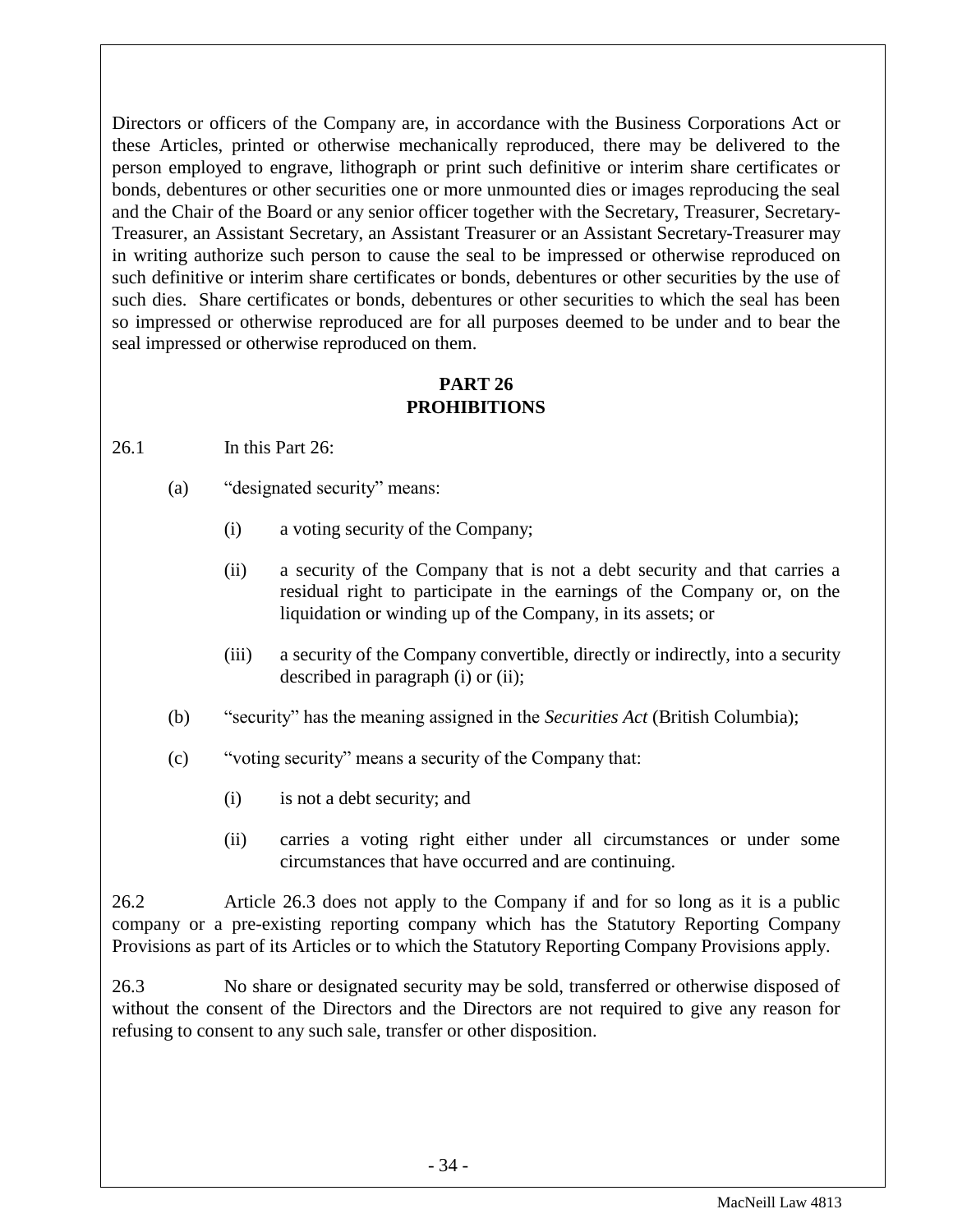Directors or officers of the Company are, in accordance with the Business Corporations Act or these Articles, printed or otherwise mechanically reproduced, there may be delivered to the person employed to engrave, lithograph or print such definitive or interim share certificates or bonds, debentures or other securities one or more unmounted dies or images reproducing the seal and the Chair of the Board or any senior officer together with the Secretary, Treasurer, Secretary-Treasurer, an Assistant Secretary, an Assistant Treasurer or an Assistant Secretary-Treasurer may in writing authorize such person to cause the seal to be impressed or otherwise reproduced on such definitive or interim share certificates or bonds, debentures or other securities by the use of such dies. Share certificates or bonds, debentures or other securities to which the seal has been so impressed or otherwise reproduced are for all purposes deemed to be under and to bear the seal impressed or otherwise reproduced on them.

## PART 26
## PROHIBITIONS

26.1 In this Part 26:

(a) "designated security" means:

  (i) a voting security of the Company;

  (ii) a security of the Company that is not a debt security and that carries a residual right to participate in the earnings of the Company or, on the liquidation or winding up of the Company, in its assets; or

  (iii) a security of the Company convertible, directly or indirectly, into a security described in paragraph (i) or (ii);

(b) "security" has the meaning assigned in the *Securities Act* (British Columbia);

(c) "voting security" means a security of the Company that:

  (i) is not a debt security; and

  (ii) carries a voting right either under all circumstances or under some circumstances that have occurred and are continuing.

26.2 Article 26.3 does not apply to the Company if and for so long as it is a public company or a pre-existing reporting company which has the Statutory Reporting Company Provisions as part of its Articles or to which the Statutory Reporting Company Provisions apply.

26.3 No share or designated security may be sold, transferred or otherwise disposed of without the consent of the Directors and the Directors are not required to give any reason for refusing to consent to any such sale, transfer or other disposition.